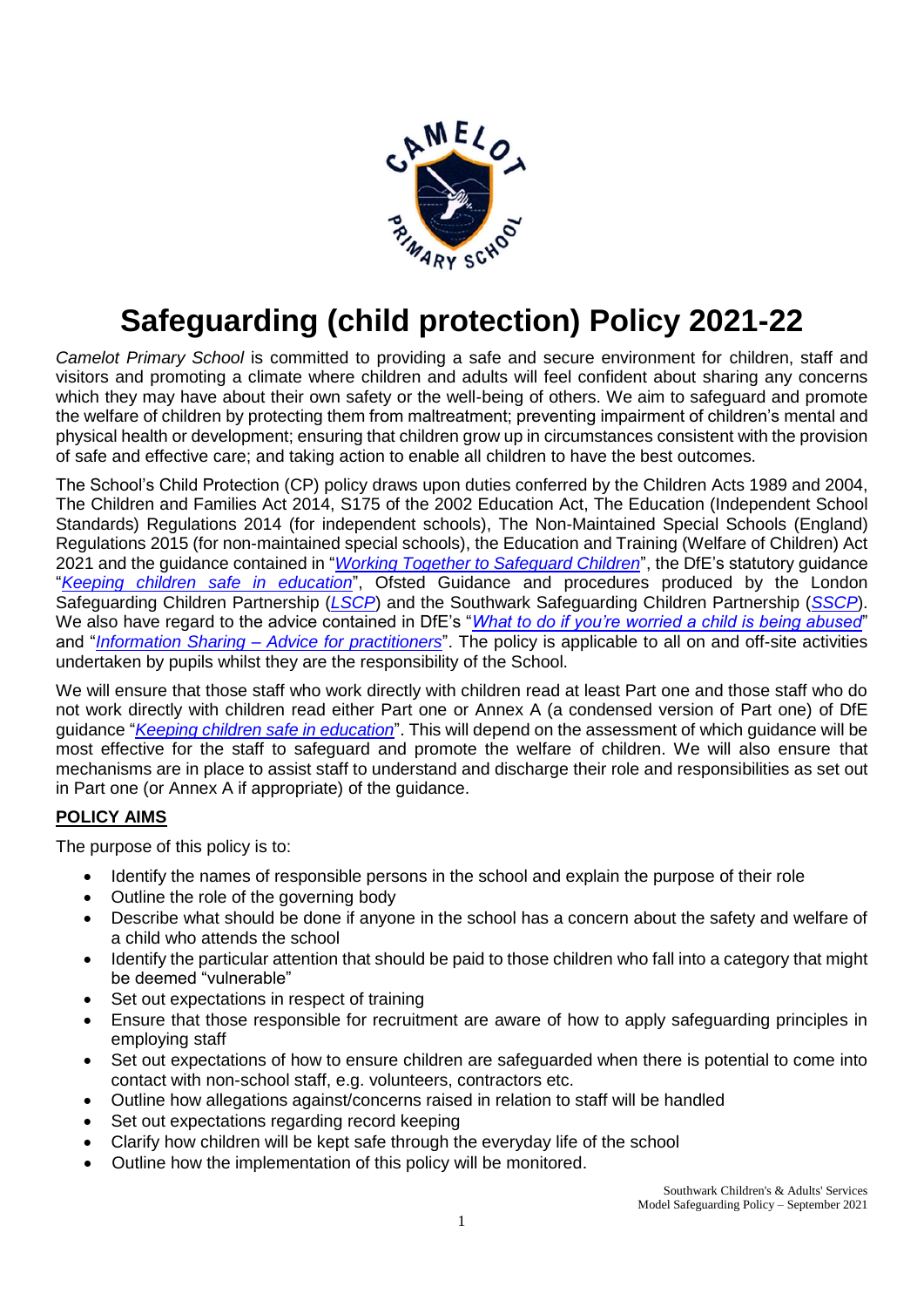# Safeguarding (child protection) Policy 2021-22

*Camelot Primary School* is committed to providing a safe and secure environment for children, staff and visitors and promoting a climate where children and adults will feel confident about sharing any concerns which they may have about their own safety or the well-being of others. We aim to safeguard and promote the welfare of children by protecting them from maltreatment; preventing impairment of children's mental and physical health or development; ensuring that children grow up in circumstances consistent with the provision of safe and effective care; and taking action to enable all children to have the best outcomes.

The School's Child Protection (CP) policy draws upon duties conferred by the Children Acts 1989 and 2004, The Children and Families Act 2014, S175 of the 2002 Education Act, The Education (Independent School Standards) Regulations 2014 (for independent schools), The Non-Maintained Special Schools (England) Regulations 2015 (for non-maintained special schools), the Education and Training (Welfare of Children) Act 2021 and the guidance contained in "*Working Together to Safeguard Children*", the DfE's statutory guidance "*Keeping children safe in education*", Ofsted Guidance and procedures produced by the London Safeguarding Children Partnership (*LSCP*) and the Southwark Safeguarding Children Partnership (*SSCP*). We also have regard to the advice contained in DfE's "*What to do if you're worried a child is being abused*" and "*Information Sharing – Advice for practitioners*". The policy is applicable to all on and off-site activities undertaken by pupils whilst they are the responsibility of the School.

We will ensure that those staff who work directly with children read at least Part one and those staff who do not work directly with children read either Part one or Annex A (a condensed version of Part one) of DfE guidance "*Keeping children safe in education*". This will depend on the assessment of which guidance will be most effective for the staff to safeguard and promote the welfare of children. We will also ensure that mechanisms are in place to assist staff to understand and discharge their role and responsibilities as set out in Part one (or Annex A if appropriate) of the guidance.

## POLICY AIMS

The purpose of this policy is to:

- Identify the names of responsible persons in the school and explain the purpose of their role
- Outline the role of the governing body
- Describe what should be done if anyone in the school has a concern about the safety and welfare of a child who attends the school
- Identify the particular attention that should be paid to those children who fall into a category that might be deemed "vulnerable"
- Set out expectations in respect of training
- Ensure that those responsible for recruitment are aware of how to apply safeguarding principles in employing staff
- Set out expectations of how to ensure children are safeguarded when there is potential to come into contact with non-school staff, e.g. volunteers, contractors etc.
- Outline how allegations against/concerns raised in relation to staff will be handled
- Set out expectations regarding record keeping
- Clarify how children will be kept safe through the everyday life of the school
- Outline how the implementation of this policy will be monitored.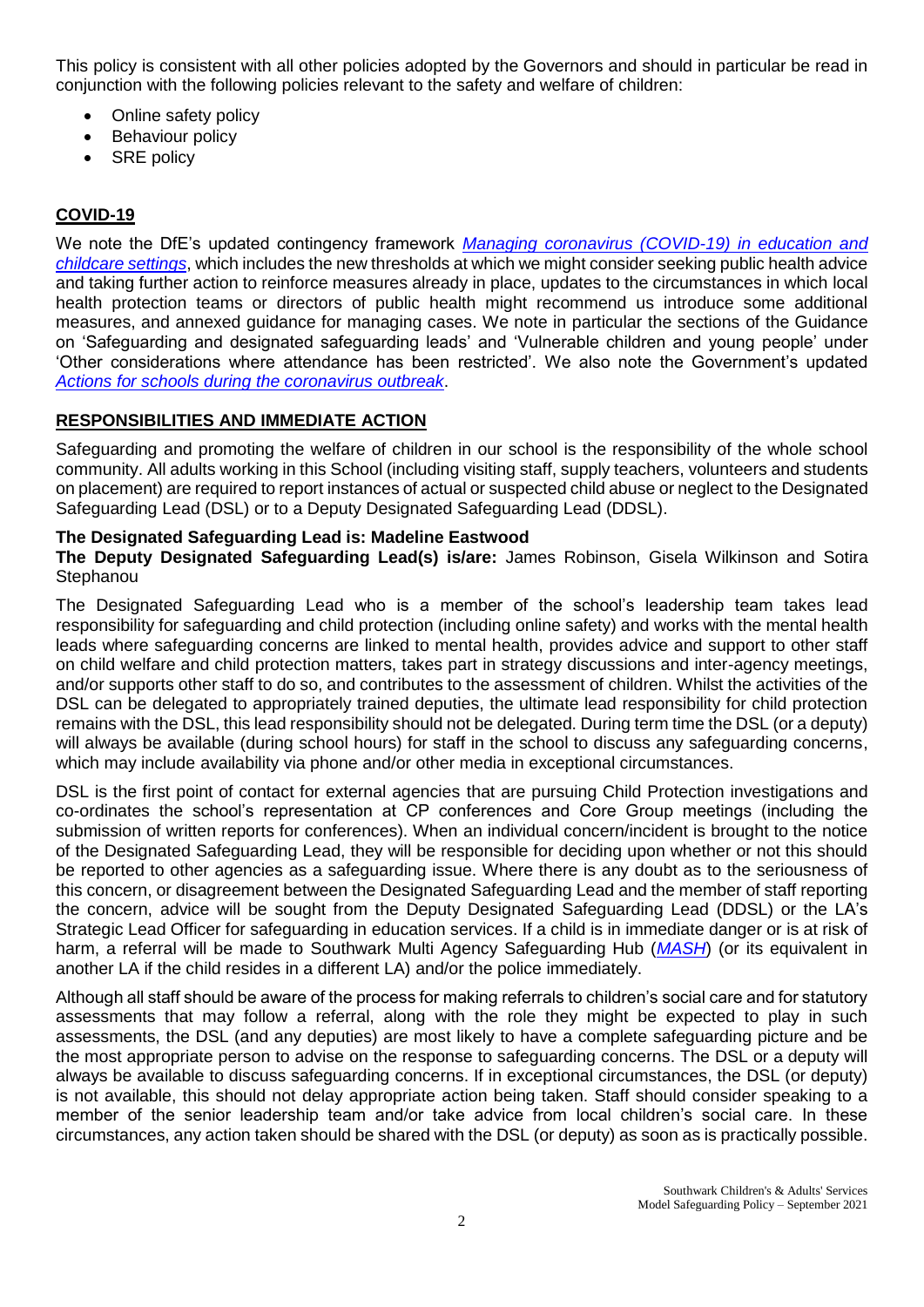This policy is consistent with all other policies adopted by the Governors and should in particular be read in conjunction with the following policies relevant to the safety and welfare of children:

- Online safety policy
- Behaviour policy
- SRE policy

## COVID-19

We note the DfE's updated contingency framework *Managing coronavirus (COVID-19) in education and childcare settings*, which includes the new thresholds at which we might consider seeking public health advice and taking further action to reinforce measures already in place, updates to the circumstances in which local health protection teams or directors of public health might recommend us introduce some additional measures, and annexed guidance for managing cases. We note in particular the sections of the Guidance on 'Safeguarding and designated safeguarding leads' and 'Vulnerable children and young people' under 'Other considerations where attendance has been restricted'. We also note the Government's updated *Actions for schools during the coronavirus outbreak*.

## RESPONSIBILITIES AND IMMEDIATE ACTION

Safeguarding and promoting the welfare of children in our school is the responsibility of the whole school community. All adults working in this School (including visiting staff, supply teachers, volunteers and students on placement) are required to report instances of actual or suspected child abuse or neglect to the Designated Safeguarding Lead (DSL) or to a Deputy Designated Safeguarding Lead (DDSL).

**The Designated Safeguarding Lead is: Madeline Eastwood**
**The Deputy Designated Safeguarding Lead(s) is/are:** James Robinson, Gisela Wilkinson and Sotira Stephanou

The Designated Safeguarding Lead who is a member of the school's leadership team takes lead responsibility for safeguarding and child protection (including online safety) and works with the mental health leads where safeguarding concerns are linked to mental health, provides advice and support to other staff on child welfare and child protection matters, takes part in strategy discussions and inter-agency meetings, and/or supports other staff to do so, and contributes to the assessment of children. Whilst the activities of the DSL can be delegated to appropriately trained deputies, the ultimate lead responsibility for child protection remains with the DSL, this lead responsibility should not be delegated. During term time the DSL (or a deputy) will always be available (during school hours) for staff in the school to discuss any safeguarding concerns, which may include availability via phone and/or other media in exceptional circumstances.

DSL is the first point of contact for external agencies that are pursuing Child Protection investigations and co-ordinates the school's representation at CP conferences and Core Group meetings (including the submission of written reports for conferences). When an individual concern/incident is brought to the notice of the Designated Safeguarding Lead, they will be responsible for deciding upon whether or not this should be reported to other agencies as a safeguarding issue. Where there is any doubt as to the seriousness of this concern, or disagreement between the Designated Safeguarding Lead and the member of staff reporting the concern, advice will be sought from the Deputy Designated Safeguarding Lead (DDSL) or the LA's Strategic Lead Officer for safeguarding in education services. If a child is in immediate danger or is at risk of harm, a referral will be made to Southwark Multi Agency Safeguarding Hub (*MASH*) (or its equivalent in another LA if the child resides in a different LA) and/or the police immediately.

Although all staff should be aware of the process for making referrals to children's social care and for statutory assessments that may follow a referral, along with the role they might be expected to play in such assessments, the DSL (and any deputies) are most likely to have a complete safeguarding picture and be the most appropriate person to advise on the response to safeguarding concerns. The DSL or a deputy will always be available to discuss safeguarding concerns. If in exceptional circumstances, the DSL (or deputy) is not available, this should not delay appropriate action being taken. Staff should consider speaking to a member of the senior leadership team and/or take advice from local children's social care. In these circumstances, any action taken should be shared with the DSL (or deputy) as soon as is practically possible.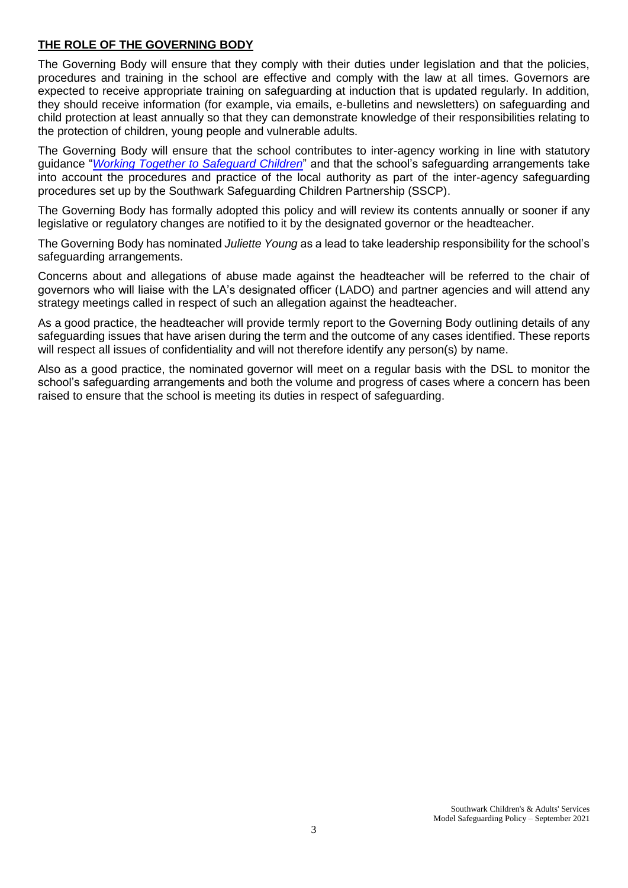## **THE ROLE OF THE GOVERNING BODY**

The Governing Body will ensure that they comply with their duties under legislation and that the policies, procedures and training in the school are effective and comply with the law at all times. Governors are expected to receive appropriate training on safeguarding at induction that is updated regularly. In addition, they should receive information (for example, via emails, e-bulletins and newsletters) on safeguarding and child protection at least annually so that they can demonstrate knowledge of their responsibilities relating to the protection of children, young people and vulnerable adults.

The Governing Body will ensure that the school contributes to inter-agency working in line with statutory guidance "*Working Together to Safeguard Children*" and that the school's safeguarding arrangements take into account the procedures and practice of the local authority as part of the inter-agency safeguarding procedures set up by the Southwark Safeguarding Children Partnership (SSCP).

The Governing Body has formally adopted this policy and will review its contents annually or sooner if any legislative or regulatory changes are notified to it by the designated governor or the headteacher.

The Governing Body has nominated *Juliette Young* as a lead to take leadership responsibility for the school's safeguarding arrangements.

Concerns about and allegations of abuse made against the headteacher will be referred to the chair of governors who will liaise with the LA's designated officer (LADO) and partner agencies and will attend any strategy meetings called in respect of such an allegation against the headteacher.

As a good practice, the headteacher will provide termly report to the Governing Body outlining details of any safeguarding issues that have arisen during the term and the outcome of any cases identified. These reports will respect all issues of confidentiality and will not therefore identify any person(s) by name.

Also as a good practice, the nominated governor will meet on a regular basis with the DSL to monitor the school's safeguarding arrangements and both the volume and progress of cases where a concern has been raised to ensure that the school is meeting its duties in respect of safeguarding.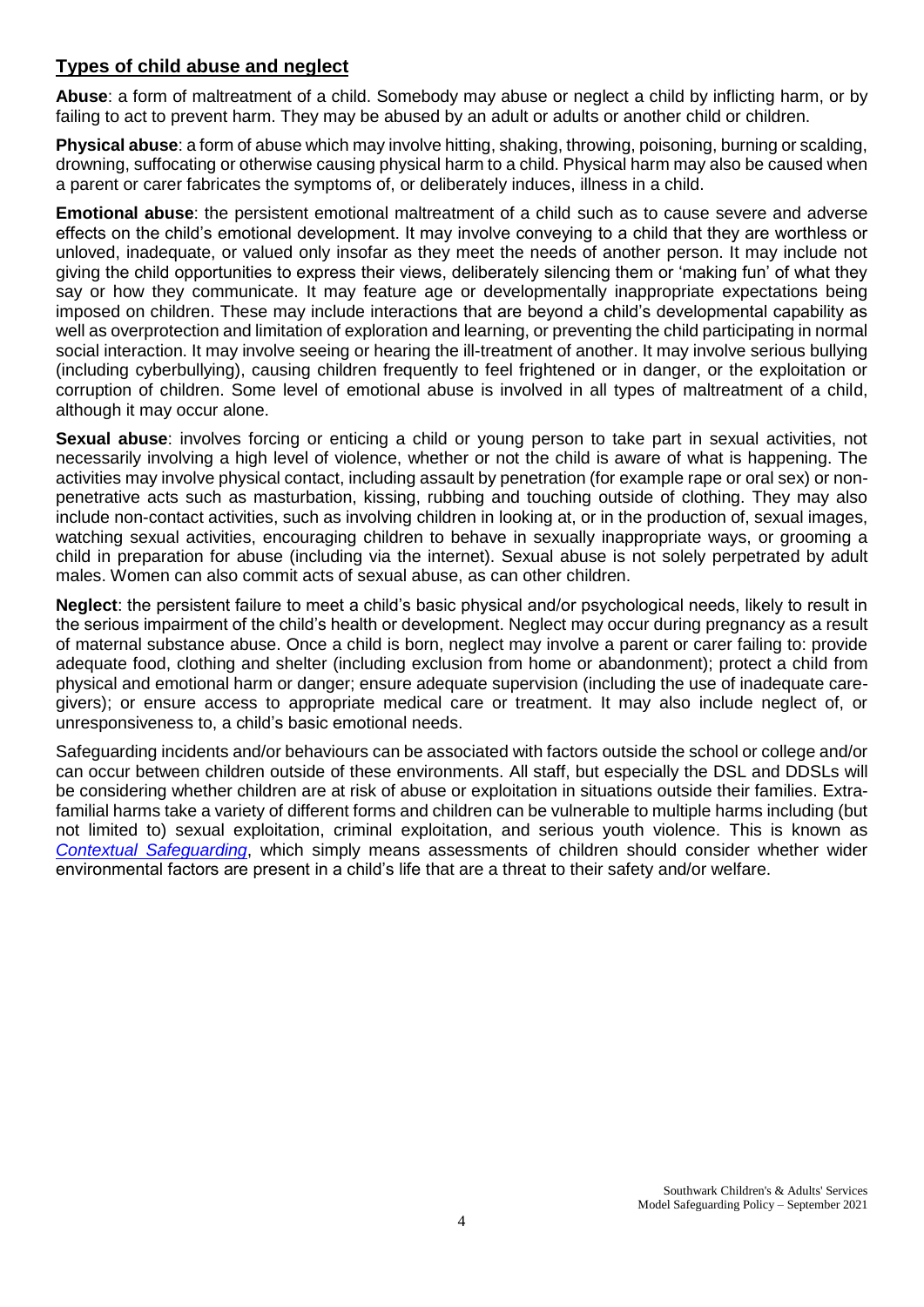## Types of child abuse and neglect

**Abuse**: a form of maltreatment of a child. Somebody may abuse or neglect a child by inflicting harm, or by failing to act to prevent harm. They may be abused by an adult or adults or another child or children.

**Physical abuse**: a form of abuse which may involve hitting, shaking, throwing, poisoning, burning or scalding, drowning, suffocating or otherwise causing physical harm to a child. Physical harm may also be caused when a parent or carer fabricates the symptoms of, or deliberately induces, illness in a child.

**Emotional abuse**: the persistent emotional maltreatment of a child such as to cause severe and adverse effects on the child's emotional development. It may involve conveying to a child that they are worthless or unloved, inadequate, or valued only insofar as they meet the needs of another person. It may include not giving the child opportunities to express their views, deliberately silencing them or 'making fun' of what they say or how they communicate. It may feature age or developmentally inappropriate expectations being imposed on children. These may include interactions that are beyond a child's developmental capability as well as overprotection and limitation of exploration and learning, or preventing the child participating in normal social interaction. It may involve seeing or hearing the ill-treatment of another. It may involve serious bullying (including cyberbullying), causing children frequently to feel frightened or in danger, or the exploitation or corruption of children. Some level of emotional abuse is involved in all types of maltreatment of a child, although it may occur alone.

**Sexual abuse**: involves forcing or enticing a child or young person to take part in sexual activities, not necessarily involving a high level of violence, whether or not the child is aware of what is happening. The activities may involve physical contact, including assault by penetration (for example rape or oral sex) or non-penetrative acts such as masturbation, kissing, rubbing and touching outside of clothing. They may also include non-contact activities, such as involving children in looking at, or in the production of, sexual images, watching sexual activities, encouraging children to behave in sexually inappropriate ways, or grooming a child in preparation for abuse (including via the internet). Sexual abuse is not solely perpetrated by adult males. Women can also commit acts of sexual abuse, as can other children.

**Neglect**: the persistent failure to meet a child's basic physical and/or psychological needs, likely to result in the serious impairment of the child's health or development. Neglect may occur during pregnancy as a result of maternal substance abuse. Once a child is born, neglect may involve a parent or carer failing to: provide adequate food, clothing and shelter (including exclusion from home or abandonment); protect a child from physical and emotional harm or danger; ensure adequate supervision (including the use of inadequate care-givers); or ensure access to appropriate medical care or treatment. It may also include neglect of, or unresponsiveness to, a child's basic emotional needs.

Safeguarding incidents and/or behaviours can be associated with factors outside the school or college and/or can occur between children outside of these environments. All staff, but especially the DSL and DDSLs will be considering whether children are at risk of abuse or exploitation in situations outside their families. Extra-familial harms take a variety of different forms and children can be vulnerable to multiple harms including (but not limited to) sexual exploitation, criminal exploitation, and serious youth violence. This is known as *Contextual Safeguarding*, which simply means assessments of children should consider whether wider environmental factors are present in a child's life that are a threat to their safety and/or welfare.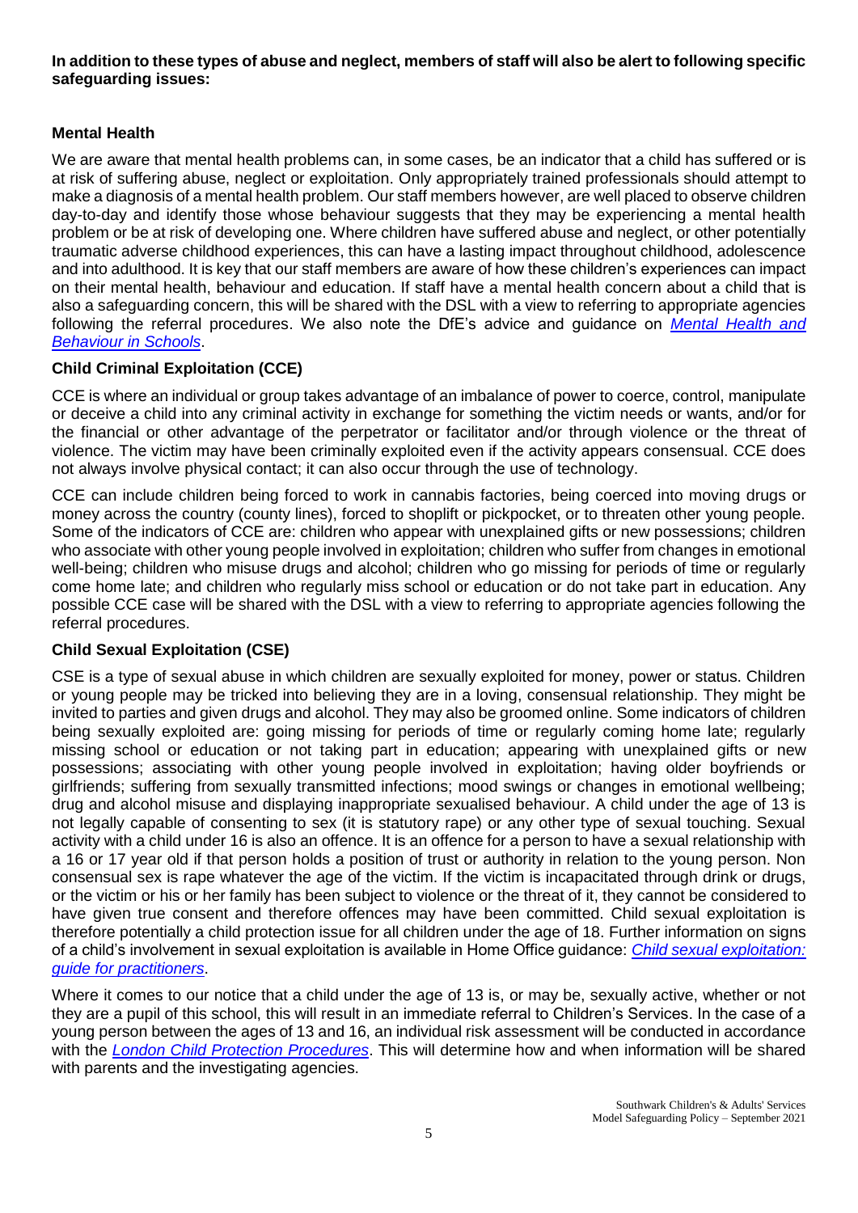**In addition to these types of abuse and neglect, members of staff will also be alert to following specific safeguarding issues:**

### Mental Health

We are aware that mental health problems can, in some cases, be an indicator that a child has suffered or is at risk of suffering abuse, neglect or exploitation. Only appropriately trained professionals should attempt to make a diagnosis of a mental health problem. Our staff members however, are well placed to observe children day-to-day and identify those whose behaviour suggests that they may be experiencing a mental health problem or be at risk of developing one. Where children have suffered abuse and neglect, or other potentially traumatic adverse childhood experiences, this can have a lasting impact throughout childhood, adolescence and into adulthood. It is key that our staff members are aware of how these children's experiences can impact on their mental health, behaviour and education. If staff have a mental health concern about a child that is also a safeguarding concern, this will be shared with the DSL with a view to referring to appropriate agencies following the referral procedures. We also note the DfE's advice and guidance on *Mental Health and Behaviour in Schools*.

### Child Criminal Exploitation (CCE)

CCE is where an individual or group takes advantage of an imbalance of power to coerce, control, manipulate or deceive a child into any criminal activity in exchange for something the victim needs or wants, and/or for the financial or other advantage of the perpetrator or facilitator and/or through violence or the threat of violence. The victim may have been criminally exploited even if the activity appears consensual. CCE does not always involve physical contact; it can also occur through the use of technology.

CCE can include children being forced to work in cannabis factories, being coerced into moving drugs or money across the country (county lines), forced to shoplift or pickpocket, or to threaten other young people. Some of the indicators of CCE are: children who appear with unexplained gifts or new possessions; children who associate with other young people involved in exploitation; children who suffer from changes in emotional well-being; children who misuse drugs and alcohol; children who go missing for periods of time or regularly come home late; and children who regularly miss school or education or do not take part in education. Any possible CCE case will be shared with the DSL with a view to referring to appropriate agencies following the referral procedures.

### Child Sexual Exploitation (CSE)

CSE is a type of sexual abuse in which children are sexually exploited for money, power or status. Children or young people may be tricked into believing they are in a loving, consensual relationship. They might be invited to parties and given drugs and alcohol. They may also be groomed online. Some indicators of children being sexually exploited are: going missing for periods of time or regularly coming home late; regularly missing school or education or not taking part in education; appearing with unexplained gifts or new possessions; associating with other young people involved in exploitation; having older boyfriends or girlfriends; suffering from sexually transmitted infections; mood swings or changes in emotional wellbeing; drug and alcohol misuse and displaying inappropriate sexualised behaviour. A child under the age of 13 is not legally capable of consenting to sex (it is statutory rape) or any other type of sexual touching. Sexual activity with a child under 16 is also an offence. It is an offence for a person to have a sexual relationship with a 16 or 17 year old if that person holds a position of trust or authority in relation to the young person. Non consensual sex is rape whatever the age of the victim. If the victim is incapacitated through drink or drugs, or the victim or his or her family has been subject to violence or the threat of it, they cannot be considered to have given true consent and therefore offences may have been committed. Child sexual exploitation is therefore potentially a child protection issue for all children under the age of 18. Further information on signs of a child's involvement in sexual exploitation is available in Home Office guidance: *Child sexual exploitation: guide for practitioners*.

Where it comes to our notice that a child under the age of 13 is, or may be, sexually active, whether or not they are a pupil of this school, this will result in an immediate referral to Children's Services. In the case of a young person between the ages of 13 and 16, an individual risk assessment will be conducted in accordance with the *London Child Protection Procedures*. This will determine how and when information will be shared with parents and the investigating agencies.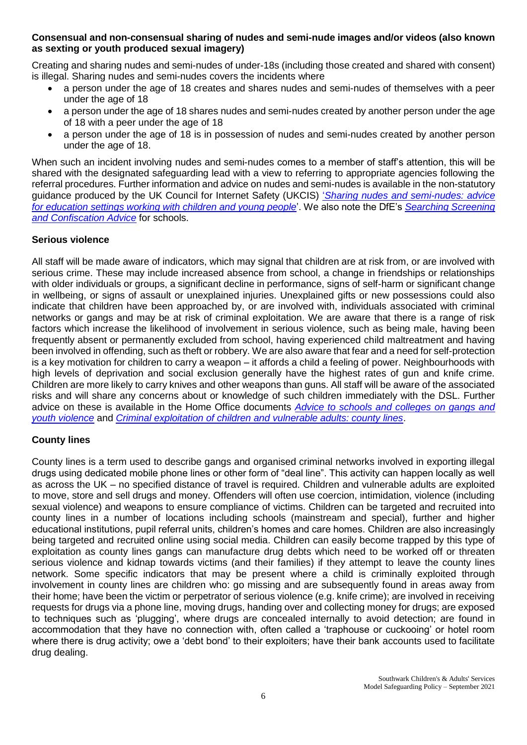**Consensual and non-consensual sharing of nudes and semi-nude images and/or videos (also known as sexting or youth produced sexual imagery)**

Creating and sharing nudes and semi-nudes of under-18s (including those created and shared with consent) is illegal. Sharing nudes and semi-nudes covers the incidents where

- a person under the age of 18 creates and shares nudes and semi-nudes of themselves with a peer under the age of 18
- a person under the age of 18 shares nudes and semi-nudes created by another person under the age of 18 with a peer under the age of 18
- a person under the age of 18 is in possession of nudes and semi-nudes created by another person under the age of 18.

When such an incident involving nudes and semi-nudes comes to a member of staff's attention, this will be shared with the designated safeguarding lead with a view to referring to appropriate agencies following the referral procedures. Further information and advice on nudes and semi-nudes is available in the non-statutory guidance produced by the UK Council for Internet Safety (UKCIS) '*Sharing nudes and semi-nudes: advice for education settings working with children and young people*'. We also note the DfE's *Searching Screening and Confiscation Advice* for schools.

**Serious violence**

All staff will be made aware of indicators, which may signal that children are at risk from, or are involved with serious crime. These may include increased absence from school, a change in friendships or relationships with older individuals or groups, a significant decline in performance, signs of self-harm or significant change in wellbeing, or signs of assault or unexplained injuries. Unexplained gifts or new possessions could also indicate that children have been approached by, or are involved with, individuals associated with criminal networks or gangs and may be at risk of criminal exploitation. We are aware that there is a range of risk factors which increase the likelihood of involvement in serious violence, such as being male, having been frequently absent or permanently excluded from school, having experienced child maltreatment and having been involved in offending, such as theft or robbery. We are also aware that fear and a need for self-protection is a key motivation for children to carry a weapon – it affords a child a feeling of power. Neighbourhoods with high levels of deprivation and social exclusion generally have the highest rates of gun and knife crime. Children are more likely to carry knives and other weapons than guns. All staff will be aware of the associated risks and will share any concerns about or knowledge of such children immediately with the DSL. Further advice on these is available in the Home Office documents *Advice to schools and colleges on gangs and youth violence* and *Criminal exploitation of children and vulnerable adults: county lines*.

**County lines**

County lines is a term used to describe gangs and organised criminal networks involved in exporting illegal drugs using dedicated mobile phone lines or other form of "deal line". This activity can happen locally as well as across the UK – no specified distance of travel is required. Children and vulnerable adults are exploited to move, store and sell drugs and money. Offenders will often use coercion, intimidation, violence (including sexual violence) and weapons to ensure compliance of victims. Children can be targeted and recruited into county lines in a number of locations including schools (mainstream and special), further and higher educational institutions, pupil referral units, children's homes and care homes. Children are also increasingly being targeted and recruited online using social media. Children can easily become trapped by this type of exploitation as county lines gangs can manufacture drug debts which need to be worked off or threaten serious violence and kidnap towards victims (and their families) if they attempt to leave the county lines network. Some specific indicators that may be present where a child is criminally exploited through involvement in county lines are children who: go missing and are subsequently found in areas away from their home; have been the victim or perpetrator of serious violence (e.g. knife crime); are involved in receiving requests for drugs via a phone line, moving drugs, handing over and collecting money for drugs; are exposed to techniques such as 'plugging', where drugs are concealed internally to avoid detection; are found in accommodation that they have no connection with, often called a 'traphouse or cuckooing' or hotel room where there is drug activity; owe a 'debt bond' to their exploiters; have their bank accounts used to facilitate drug dealing.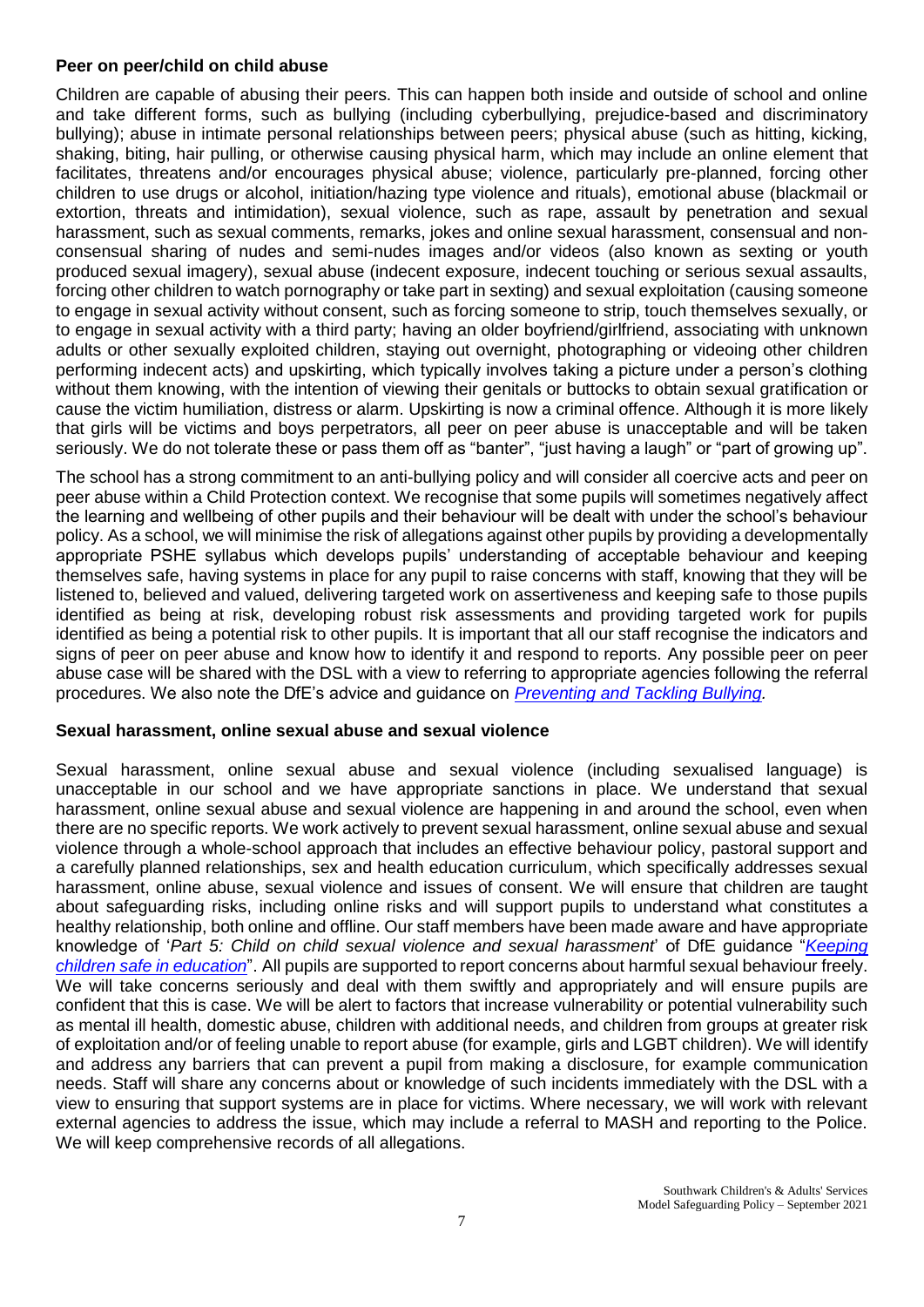**Peer on peer/child on child abuse**

Children are capable of abusing their peers. This can happen both inside and outside of school and online and take different forms, such as bullying (including cyberbullying, prejudice-based and discriminatory bullying); abuse in intimate personal relationships between peers; physical abuse (such as hitting, kicking, shaking, biting, hair pulling, or otherwise causing physical harm, which may include an online element that facilitates, threatens and/or encourages physical abuse; violence, particularly pre-planned, forcing other children to use drugs or alcohol, initiation/hazing type violence and rituals), emotional abuse (blackmail or extortion, threats and intimidation), sexual violence, such as rape, assault by penetration and sexual harassment, such as sexual comments, remarks, jokes and online sexual harassment, consensual and non-consensual sharing of nudes and semi-nudes images and/or videos (also known as sexting or youth produced sexual imagery), sexual abuse (indecent exposure, indecent touching or serious sexual assaults, forcing other children to watch pornography or take part in sexting) and sexual exploitation (causing someone to engage in sexual activity without consent, such as forcing someone to strip, touch themselves sexually, or to engage in sexual activity with a third party; having an older boyfriend/girlfriend, associating with unknown adults or other sexually exploited children, staying out overnight, photographing or videoing other children performing indecent acts) and upskirting, which typically involves taking a picture under a person's clothing without them knowing, with the intention of viewing their genitals or buttocks to obtain sexual gratification or cause the victim humiliation, distress or alarm. Upskirting is now a criminal offence. Although it is more likely that girls will be victims and boys perpetrators, all peer on peer abuse is unacceptable and will be taken seriously. We do not tolerate these or pass them off as "banter", "just having a laugh" or "part of growing up".

The school has a strong commitment to an anti-bullying policy and will consider all coercive acts and peer on peer abuse within a Child Protection context. We recognise that some pupils will sometimes negatively affect the learning and wellbeing of other pupils and their behaviour will be dealt with under the school's behaviour policy. As a school, we will minimise the risk of allegations against other pupils by providing a developmentally appropriate PSHE syllabus which develops pupils' understanding of acceptable behaviour and keeping themselves safe, having systems in place for any pupil to raise concerns with staff, knowing that they will be listened to, believed and valued, delivering targeted work on assertiveness and keeping safe to those pupils identified as being at risk, developing robust risk assessments and providing targeted work for pupils identified as being a potential risk to other pupils. It is important that all our staff recognise the indicators and signs of peer on peer abuse and know how to identify it and respond to reports. Any possible peer on peer abuse case will be shared with the DSL with a view to referring to appropriate agencies following the referral procedures. We also note the DfE's advice and guidance on *Preventing and Tackling Bullying.*

**Sexual harassment, online sexual abuse and sexual violence**

Sexual harassment, online sexual abuse and sexual violence (including sexualised language) is unacceptable in our school and we have appropriate sanctions in place. We understand that sexual harassment, online sexual abuse and sexual violence are happening in and around the school, even when there are no specific reports. We work actively to prevent sexual harassment, online sexual abuse and sexual violence through a whole-school approach that includes an effective behaviour policy, pastoral support and a carefully planned relationships, sex and health education curriculum, which specifically addresses sexual harassment, online abuse, sexual violence and issues of consent. We will ensure that children are taught about safeguarding risks, including online risks and will support pupils to understand what constitutes a healthy relationship, both online and offline. Our staff members have been made aware and have appropriate knowledge of '*Part 5: Child on child sexual violence and sexual harassment*' of DfE guidance "*Keeping children safe in education*". All pupils are supported to report concerns about harmful sexual behaviour freely. We will take concerns seriously and deal with them swiftly and appropriately and will ensure pupils are confident that this is the case. We will be alert to factors that increase vulnerability or potential vulnerability such as mental ill health, domestic abuse, children with additional needs, and children from groups at greater risk of exploitation and/or of feeling unable to report abuse (for example, girls and LGBT children). We will identify and address any barriers that can prevent a pupil from making a disclosure, for example communication needs. Staff will share any concerns about or knowledge of such incidents immediately with the DSL with a view to ensuring that support systems are in place for victims. Where necessary, we will work with relevant external agencies to address the issue, which may include a referral to MASH and reporting to the Police. We will keep comprehensive records of all allegations.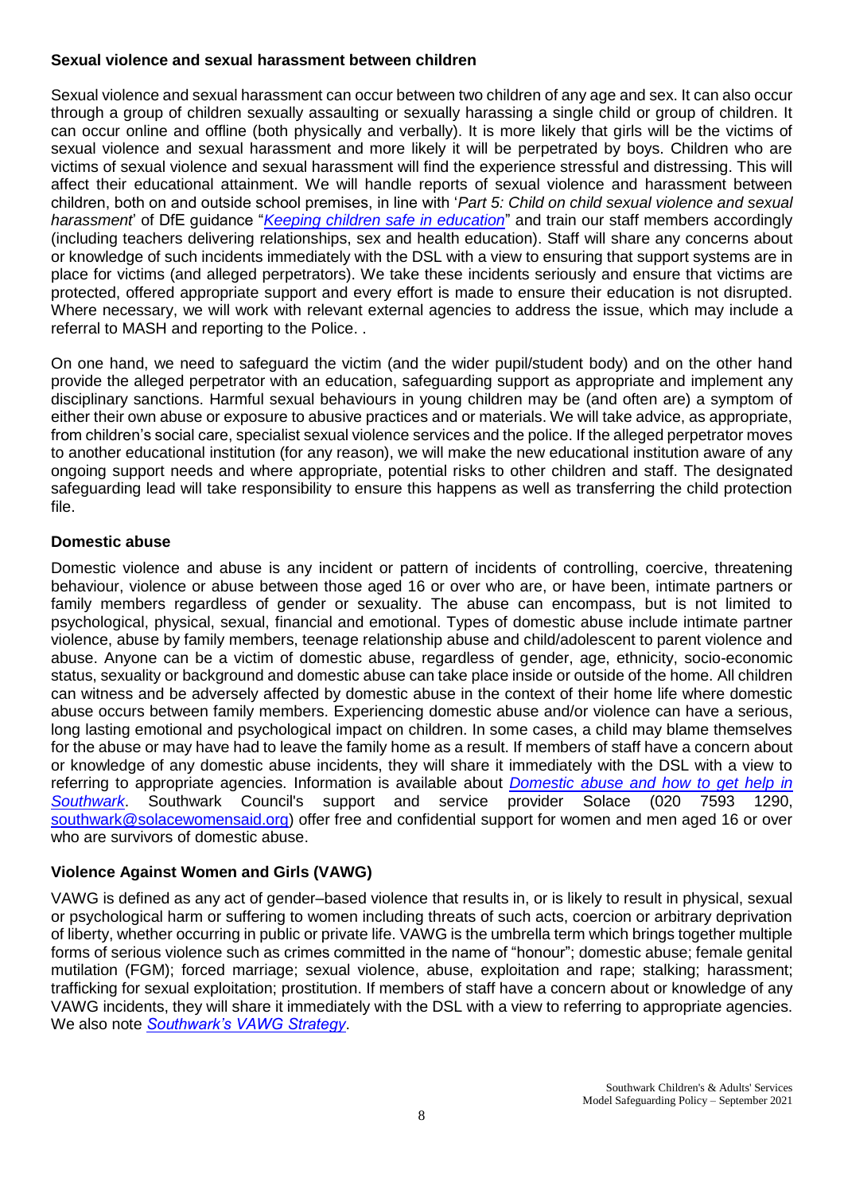**Sexual violence and sexual harassment between children**

Sexual violence and sexual harassment can occur between two children of any age and sex. It can also occur through a group of children sexually assaulting or sexually harassing a single child or group of children. It can occur online and offline (both physically and verbally). It is more likely that girls will be the victims of sexual violence and sexual harassment and more likely it will be perpetrated by boys. Children who are victims of sexual violence and sexual harassment will find the experience stressful and distressing. This will affect their educational attainment. We will handle reports of sexual violence and harassment between children, both on and outside school premises, in line with '*Part 5: Child on child sexual violence and sexual harassment*' of DfE guidance "*Keeping children safe in education*" and train our staff members accordingly (including teachers delivering relationships, sex and health education). Staff will share any concerns about or knowledge of such incidents immediately with the DSL with a view to ensuring that support systems are in place for victims (and alleged perpetrators). We take these incidents seriously and ensure that victims are protected, offered appropriate support and every effort is made to ensure their education is not disrupted. Where necessary, we will work with relevant external agencies to address the issue, which may include a referral to MASH and reporting to the Police. .

On one hand, we need to safeguard the victim (and the wider pupil/student body) and on the other hand provide the alleged perpetrator with an education, safeguarding support as appropriate and implement any disciplinary sanctions. Harmful sexual behaviours in young children may be (and often are) a symptom of either their own abuse or exposure to abusive practices and or materials. We will take advice, as appropriate, from children's social care, specialist sexual violence services and the police. If the alleged perpetrator moves to another educational institution (for any reason), we will make the new educational institution aware of any ongoing support needs and where appropriate, potential risks to other children and staff. The designated safeguarding lead will take responsibility to ensure this happens as well as transferring the child protection file.

**Domestic abuse**

Domestic violence and abuse is any incident or pattern of incidents of controlling, coercive, threatening behaviour, violence or abuse between those aged 16 or over who are, or have been, intimate partners or family members regardless of gender or sexuality. The abuse can encompass, but is not limited to psychological, physical, sexual, financial and emotional. Types of domestic abuse include intimate partner violence, abuse by family members, teenage relationship abuse and child/adolescent to parent violence and abuse. Anyone can be a victim of domestic abuse, regardless of gender, age, ethnicity, socio-economic status, sexuality or background and domestic abuse can take place inside or outside of the home. All children can witness and be adversely affected by domestic abuse in the context of their home life where domestic abuse occurs between family members. Experiencing domestic abuse and/or violence can have a serious, long lasting emotional and psychological impact on children. In some cases, a child may blame themselves for the abuse or may have had to leave the family home as a result. If members of staff have a concern about or knowledge of any domestic abuse incidents, they will share it immediately with the DSL with a view to referring to appropriate agencies. Information is available about *Domestic abuse and how to get help in Southwark*. Southwark Council's support and service provider Solace (020 7593 1290, southwark@solacewomensaid.org) offer free and confidential support for women and men aged 16 or over who are survivors of domestic abuse.

**Violence Against Women and Girls (VAWG)**

VAWG is defined as any act of gender–based violence that results in, or is likely to result in physical, sexual or psychological harm or suffering to women including threats of such acts, coercion or arbitrary deprivation of liberty, whether occurring in public or private life. VAWG is the umbrella term which brings together multiple forms of serious violence such as crimes committed in the name of "honour"; domestic abuse; female genital mutilation (FGM); forced marriage; sexual violence, abuse, exploitation and rape; stalking; harassment; trafficking for sexual exploitation; prostitution. If members of staff have a concern about or knowledge of any VAWG incidents, they will share it immediately with the DSL with a view to referring to appropriate agencies. We also note *Southwark's VAWG Strategy*.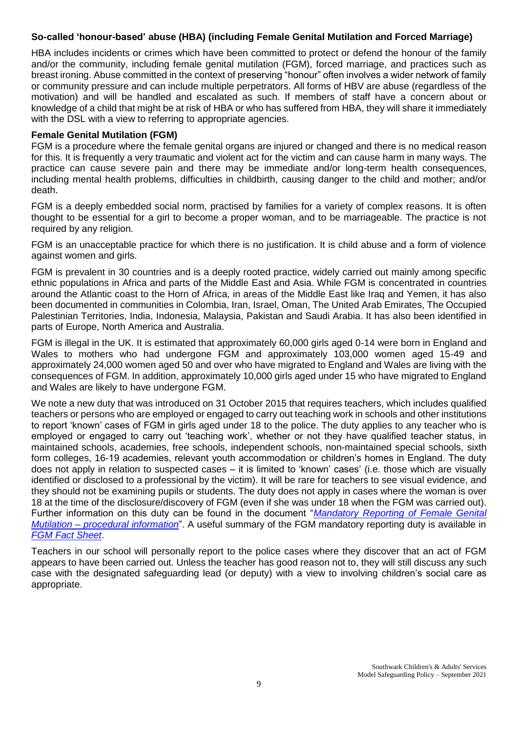**So-called 'honour-based' abuse (HBA) (including Female Genital Mutilation and Forced Marriage)**

HBA includes incidents or crimes which have been committed to protect or defend the honour of the family and/or the community, including female genital mutilation (FGM), forced marriage, and practices such as breast ironing. Abuse committed in the context of preserving "honour" often involves a wider network of family or community pressure and can include multiple perpetrators. All forms of HBV are abuse (regardless of the motivation) and will be handled and escalated as such. If members of staff have a concern about or knowledge of a child that might be at risk of HBA or who has suffered from HBA, they will share it immediately with the DSL with a view to referring to appropriate agencies.

**Female Genital Mutilation (FGM)**

FGM is a procedure where the female genital organs are injured or changed and there is no medical reason for this. It is frequently a very traumatic and violent act for the victim and can cause harm in many ways. The practice can cause severe pain and there may be immediate and/or long-term health consequences, including mental health problems, difficulties in childbirth, causing danger to the child and mother; and/or death.

FGM is a deeply embedded social norm, practised by families for a variety of complex reasons. It is often thought to be essential for a girl to become a proper woman, and to be marriageable. The practice is not required by any religion.

FGM is an unacceptable practice for which there is no justification. It is child abuse and a form of violence against women and girls.

FGM is prevalent in 30 countries and is a deeply rooted practice, widely carried out mainly among specific ethnic populations in Africa and parts of the Middle East and Asia. While FGM is concentrated in countries around the Atlantic coast to the Horn of Africa, in areas of the Middle East like Iraq and Yemen, it has also been documented in communities in Colombia, Iran, Israel, Oman, The United Arab Emirates, The Occupied Palestinian Territories, India, Indonesia, Malaysia, Pakistan and Saudi Arabia. It has also been identified in parts of Europe, North America and Australia.

FGM is illegal in the UK. It is estimated that approximately 60,000 girls aged 0-14 were born in England and Wales to mothers who had undergone FGM and approximately 103,000 women aged 15-49 and approximately 24,000 women aged 50 and over who have migrated to England and Wales are living with the consequences of FGM. In addition, approximately 10,000 girls aged under 15 who have migrated to England and Wales are likely to have undergone FGM.

We note a new duty that was introduced on 31 October 2015 that requires teachers, which includes qualified teachers or persons who are employed or engaged to carry out teaching work in schools and other institutions to report 'known' cases of FGM in girls aged under 18 to the police. The duty applies to any teacher who is employed or engaged to carry out 'teaching work', whether or not they have qualified teacher status, in maintained schools, academies, free schools, independent schools, non-maintained special schools, sixth form colleges, 16-19 academies, relevant youth accommodation or children's homes in England. The duty does not apply in relation to suspected cases – it is limited to 'known' cases' (i.e. those which are visually identified or disclosed to a professional by the victim). It will be rare for teachers to see visual evidence, and they should not be examining pupils or students. The duty does not apply in cases where the woman is over 18 at the time of the disclosure/discovery of FGM (even if she was under 18 when the FGM was carried out). Further information on this duty can be found in the document "*Mandatory Reporting of Female Genital Mutilation – procedural information*". A useful summary of the FGM mandatory reporting duty is available in *FGM Fact Sheet*.

Teachers in our school will personally report to the police cases where they discover that an act of FGM appears to have been carried out. Unless the teacher has good reason not to, they will still discuss any such case with the designated safeguarding lead (or deputy) with a view to involving children's social care as appropriate.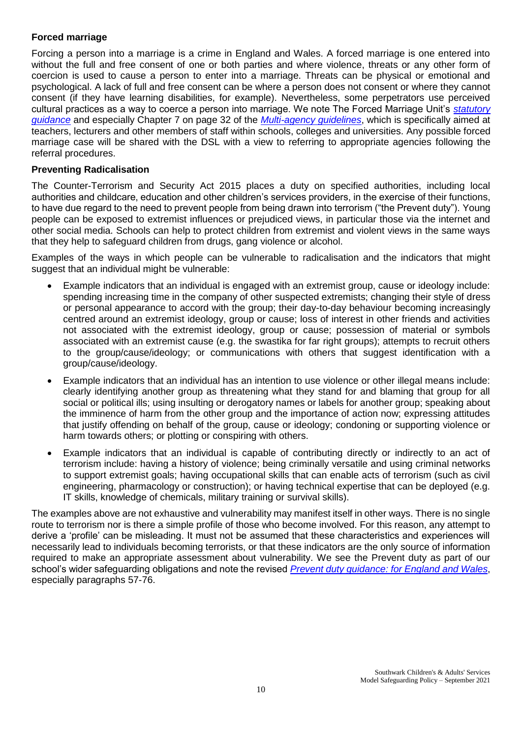### Forced marriage

Forcing a person into a marriage is a crime in England and Wales. A forced marriage is one entered into without the full and free consent of one or both parties and where violence, threats or any other form of coercion is used to cause a person to enter into a marriage. Threats can be physical or emotional and psychological. A lack of full and free consent can be where a person does not consent or where they cannot consent (if they have learning disabilities, for example). Nevertheless, some perpetrators use perceived cultural practices as a way to coerce a person into marriage. We note The Forced Marriage Unit's *statutory guidance* and especially Chapter 7 on page 32 of the *Multi-agency guidelines*, which is specifically aimed at teachers, lecturers and other members of staff within schools, colleges and universities. Any possible forced marriage case will be shared with the DSL with a view to referring to appropriate agencies following the referral procedures.

### Preventing Radicalisation

The Counter-Terrorism and Security Act 2015 places a duty on specified authorities, including local authorities and childcare, education and other children's services providers, in the exercise of their functions, to have due regard to the need to prevent people from being drawn into terrorism ("the Prevent duty"). Young people can be exposed to extremist influences or prejudiced views, in particular those via the internet and other social media. Schools can help to protect children from extremist and violent views in the same ways that they help to safeguard children from drugs, gang violence or alcohol.

Examples of the ways in which people can be vulnerable to radicalisation and the indicators that might suggest that an individual might be vulnerable:

- Example indicators that an individual is engaged with an extremist group, cause or ideology include: spending increasing time in the company of other suspected extremists; changing their style of dress or personal appearance to accord with the group; their day-to-day behaviour becoming increasingly centred around an extremist ideology, group or cause; loss of interest in other friends and activities not associated with the extremist ideology, group or cause; possession of material or symbols associated with an extremist cause (e.g. the swastika for far right groups); attempts to recruit others to the group/cause/ideology; or communications with others that suggest identification with a group/cause/ideology.
- Example indicators that an individual has an intention to use violence or other illegal means include: clearly identifying another group as threatening what they stand for and blaming that group for all social or political ills; using insulting or derogatory names or labels for another group; speaking about the imminence of harm from the other group and the importance of action now; expressing attitudes that justify offending on behalf of the group, cause or ideology; condoning or supporting violence or harm towards others; or plotting or conspiring with others.
- Example indicators that an individual is capable of contributing directly or indirectly to an act of terrorism include: having a history of violence; being criminally versatile and using criminal networks to support extremist goals; having occupational skills that can enable acts of terrorism (such as civil engineering, pharmacology or construction); or having technical expertise that can be deployed (e.g. IT skills, knowledge of chemicals, military training or survival skills).

The examples above are not exhaustive and vulnerability may manifest itself in other ways. There is no single route to terrorism nor is there a simple profile of those who become involved. For this reason, any attempt to derive a 'profile' can be misleading. It must not be assumed that these characteristics and experiences will necessarily lead to individuals becoming terrorists, or that these indicators are the only source of information required to make an appropriate assessment about vulnerability. We see the Prevent duty as part of our school's wider safeguarding obligations and note the revised *Prevent duty guidance: for England and Wales*, especially paragraphs 57-76.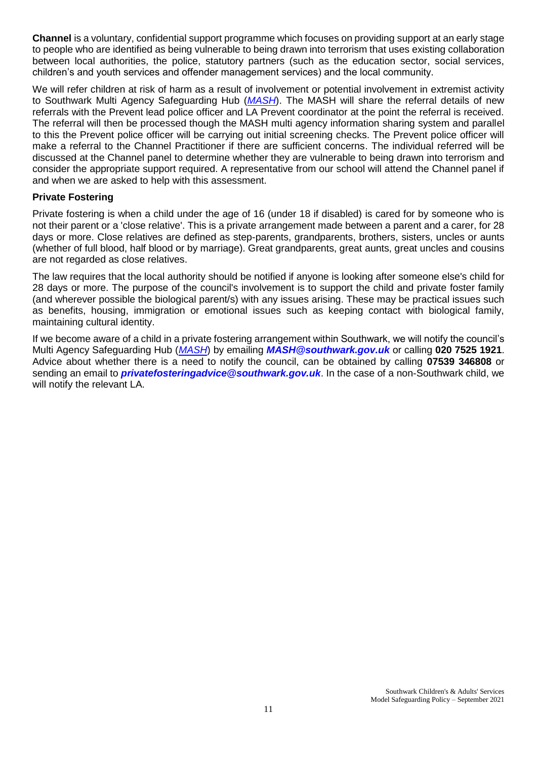**Channel** is a voluntary, confidential support programme which focuses on providing support at an early stage to people who are identified as being vulnerable to being drawn into terrorism that uses existing collaboration between local authorities, the police, statutory partners (such as the education sector, social services, children's and youth services and offender management services) and the local community.

We will refer children at risk of harm as a result of involvement or potential involvement in extremist activity to Southwark Multi Agency Safeguarding Hub (*MASH*). The MASH will share the referral details of new referrals with the Prevent lead police officer and LA Prevent coordinator at the point the referral is received. The referral will then be processed though the MASH multi agency information sharing system and parallel to this the Prevent police officer will be carrying out initial screening checks. The Prevent police officer will make a referral to the Channel Practitioner if there are sufficient concerns. The individual referred will be discussed at the Channel panel to determine whether they are vulnerable to being drawn into terrorism and consider the appropriate support required. A representative from our school will attend the Channel panel if and when we are asked to help with this assessment.

### Private Fostering

Private fostering is when a child under the age of 16 (under 18 if disabled) is cared for by someone who is not their parent or a 'close relative'. This is a private arrangement made between a parent and a carer, for 28 days or more. Close relatives are defined as step-parents, grandparents, brothers, sisters, uncles or aunts (whether of full blood, half blood or by marriage). Great grandparents, great aunts, great uncles and cousins are not regarded as close relatives.

The law requires that the local authority should be notified if anyone is looking after someone else's child for 28 days or more. The purpose of the council's involvement is to support the child and private foster family (and wherever possible the biological parent/s) with any issues arising. These may be practical issues such as benefits, housing, immigration or emotional issues such as keeping contact with biological family, maintaining cultural identity.

If we become aware of a child in a private fostering arrangement within Southwark, we will notify the council's Multi Agency Safeguarding Hub (*MASH*) by emailing ***MASH@southwark.gov.uk*** or calling **020 7525 1921**. Advice about whether there is a need to notify the council, can be obtained by calling **07539 346808** or sending an email to ***privatefosteringadvice@southwark.gov.uk***. In the case of a non-Southwark child, we will notify the relevant LA.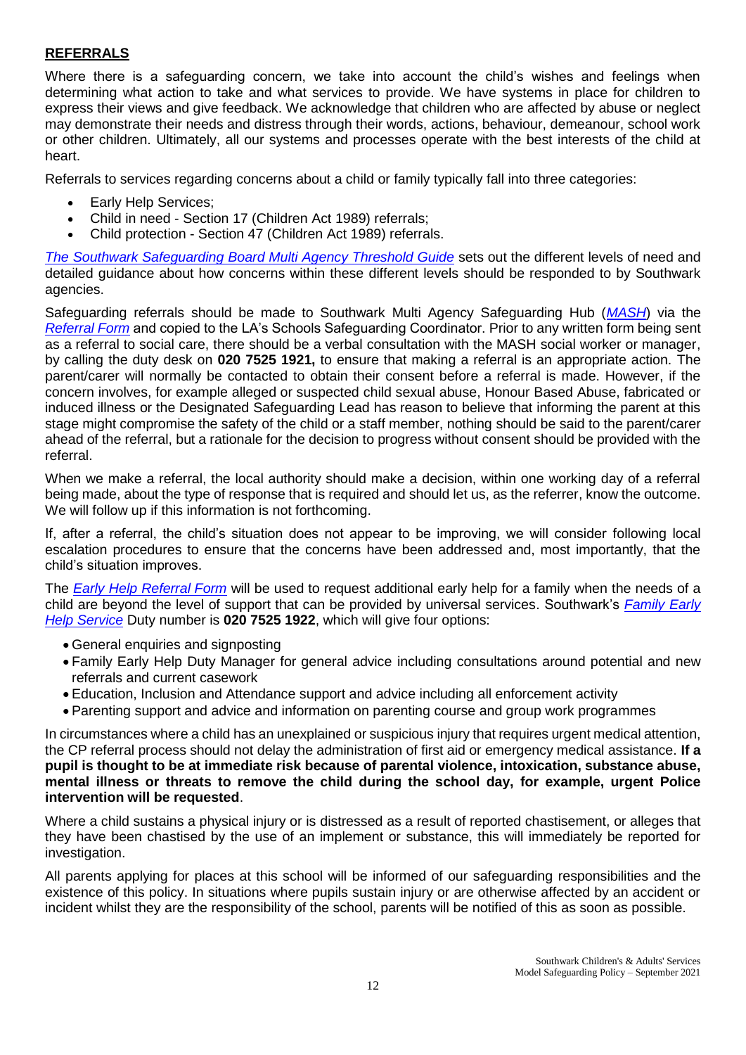## REFERRALS

Where there is a safeguarding concern, we take into account the child's wishes and feelings when determining what action to take and what services to provide. We have systems in place for children to express their views and give feedback. We acknowledge that children who are affected by abuse or neglect may demonstrate their needs and distress through their words, actions, behaviour, demeanour, school work or other children. Ultimately, all our systems and processes operate with the best interests of the child at heart.

Referrals to services regarding concerns about a child or family typically fall into three categories:

- Early Help Services;
- Child in need - Section 17 (Children Act 1989) referrals;
- Child protection - Section 47 (Children Act 1989) referrals.

*The Southwark Safeguarding Board Multi Agency Threshold Guide* sets out the different levels of need and detailed guidance about how concerns within these different levels should be responded to by Southwark agencies.

Safeguarding referrals should be made to Southwark Multi Agency Safeguarding Hub (*MASH*) via the *Referral Form* and copied to the LA's Schools Safeguarding Coordinator. Prior to any written form being sent as a referral to social care, there should be a verbal consultation with the MASH social worker or manager, by calling the duty desk on **020 7525 1921,** to ensure that making a referral is an appropriate action. The parent/carer will normally be contacted to obtain their consent before a referral is made. However, if the concern involves, for example alleged or suspected child sexual abuse, Honour Based Abuse, fabricated or induced illness or the Designated Safeguarding Lead has reason to believe that informing the parent at this stage might compromise the safety of the child or a staff member, nothing should be said to the parent/carer ahead of the referral, but a rationale for the decision to progress without consent should be provided with the referral.

When we make a referral, the local authority should make a decision, within one working day of a referral being made, about the type of response that is required and should let us, as the referrer, know the outcome. We will follow up if this information is not forthcoming.

If, after a referral, the child's situation does not appear to be improving, we will consider following local escalation procedures to ensure that the concerns have been addressed and, most importantly, that the child's situation improves.

The *Early Help Referral Form* will be used to request additional early help for a family when the needs of a child are beyond the level of support that can be provided by universal services. Southwark's *Family Early Help Service* Duty number is **020 7525 1922**, which will give four options:

- General enquiries and signposting
- Family Early Help Duty Manager for general advice including consultations around potential and new referrals and current casework
- Education, Inclusion and Attendance support and advice including all enforcement activity
- Parenting support and advice and information on parenting course and group work programmes

In circumstances where a child has an unexplained or suspicious injury that requires urgent medical attention, the CP referral process should not delay the administration of first aid or emergency medical assistance. **If a pupil is thought to be at immediate risk because of parental violence, intoxication, substance abuse, mental illness or threats to remove the child during the school day, for example, urgent Police intervention will be requested**.

Where a child sustains a physical injury or is distressed as a result of reported chastisement, or alleges that they have been chastised by the use of an implement or substance, this will immediately be reported for investigation.

All parents applying for places at this school will be informed of our safeguarding responsibilities and the existence of this policy. In situations where pupils sustain injury or are otherwise affected by an accident or incident whilst they are the responsibility of the school, parents will be notified of this as soon as possible.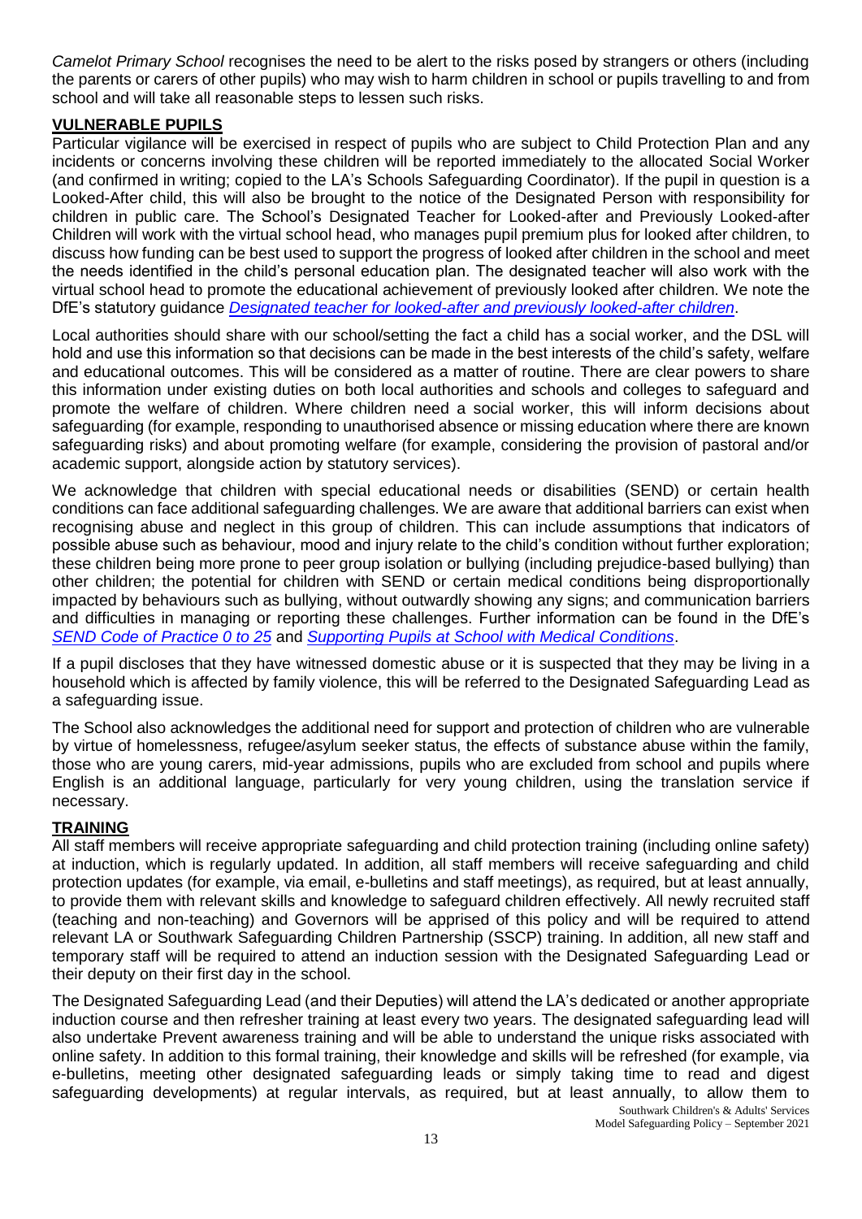*Camelot Primary School* recognises the need to be alert to the risks posed by strangers or others (including the parents or carers of other pupils) who may wish to harm children in school or pupils travelling to and from school and will take all reasonable steps to lessen such risks.

## VULNERABLE PUPILS

Particular vigilance will be exercised in respect of pupils who are subject to Child Protection Plan and any incidents or concerns involving these children will be reported immediately to the allocated Social Worker (and confirmed in writing; copied to the LA's Schools Safeguarding Coordinator). If the pupil in question is a Looked-After child, this will also be brought to the notice of the Designated Person with responsibility for children in public care. The School's Designated Teacher for Looked-after and Previously Looked-after Children will work with the virtual school head, who manages pupil premium plus for looked after children, to discuss how funding can be best used to support the progress of looked after children in the school and meet the needs identified in the child's personal education plan. The designated teacher will also work with the virtual school head to promote the educational achievement of previously looked after children. We note the DfE's statutory guidance *Designated teacher for looked-after and previously looked-after children*.

Local authorities should share with our school/setting the fact a child has a social worker, and the DSL will hold and use this information so that decisions can be made in the best interests of the child's safety, welfare and educational outcomes. This will be considered as a matter of routine. There are clear powers to share this information under existing duties on both local authorities and schools and colleges to safeguard and promote the welfare of children. Where children need a social worker, this will inform decisions about safeguarding (for example, responding to unauthorised absence or missing education where there are known safeguarding risks) and about promoting welfare (for example, considering the provision of pastoral and/or academic support, alongside action by statutory services).

We acknowledge that children with special educational needs or disabilities (SEND) or certain health conditions can face additional safeguarding challenges. We are aware that additional barriers can exist when recognising abuse and neglect in this group of children. This can include assumptions that indicators of possible abuse such as behaviour, mood and injury relate to the child's condition without further exploration; these children being more prone to peer group isolation or bullying (including prejudice-based bullying) than other children; the potential for children with SEND or certain medical conditions being disproportionally impacted by behaviours such as bullying, without outwardly showing any signs; and communication barriers and difficulties in managing or reporting these challenges. Further information can be found in the DfE's *SEND Code of Practice 0 to 25* and *Supporting Pupils at School with Medical Conditions*.

If a pupil discloses that they have witnessed domestic abuse or it is suspected that they may be living in a household which is affected by family violence, this will be referred to the Designated Safeguarding Lead as a safeguarding issue.

The School also acknowledges the additional need for support and protection of children who are vulnerable by virtue of homelessness, refugee/asylum seeker status, the effects of substance abuse within the family, those who are young carers, mid-year admissions, pupils who are excluded from school and pupils where English is an additional language, particularly for very young children, using the translation service if necessary.

## TRAINING

All staff members will receive appropriate safeguarding and child protection training (including online safety) at induction, which is regularly updated. In addition, all staff members will receive safeguarding and child protection updates (for example, via email, e-bulletins and staff meetings), as required, but at least annually, to provide them with relevant skills and knowledge to safeguard children effectively. All newly recruited staff (teaching and non-teaching) and Governors will be apprised of this policy and will be required to attend relevant LA or Southwark Safeguarding Children Partnership (SSCP) training. In addition, all new staff and temporary staff will be required to attend an induction session with the Designated Safeguarding Lead or their deputy on their first day in the school.

The Designated Safeguarding Lead (and their Deputies) will attend the LA's dedicated or another appropriate induction course and then refresher training at least every two years. The designated safeguarding lead will also undertake Prevent awareness training and will be able to understand the unique risks associated with online safety. In addition to this formal training, their knowledge and skills will be refreshed (for example, via e-bulletins, meeting other designated safeguarding leads or simply taking time to read and digest safeguarding developments) at regular intervals, as required, but at least annually, to allow them to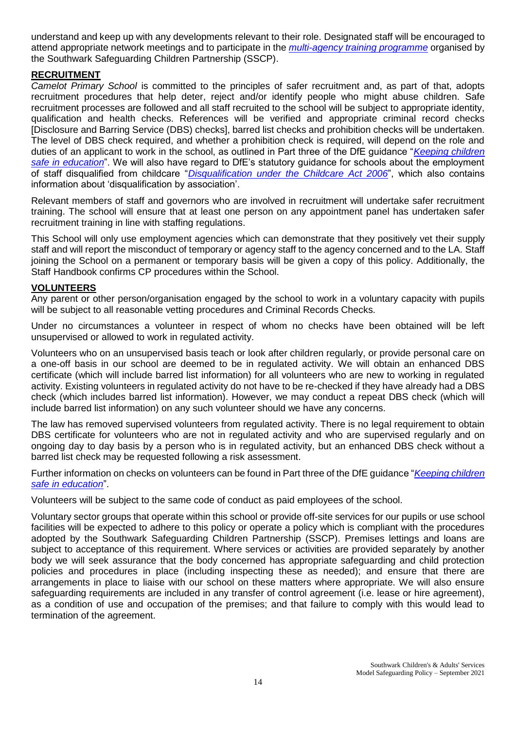understand and keep up with any developments relevant to their role. Designated staff will be encouraged to attend appropriate network meetings and to participate in the *multi-agency training programme* organised by the Southwark Safeguarding Children Partnership (SSCP).

## RECRUITMENT

*Camelot Primary School* is committed to the principles of safer recruitment and, as part of that, adopts recruitment procedures that help deter, reject and/or identify people who might abuse children. Safe recruitment processes are followed and all staff recruited to the school will be subject to appropriate identity, qualification and health checks. References will be verified and appropriate criminal record checks [Disclosure and Barring Service (DBS) checks], barred list checks and prohibition checks will be undertaken. The level of DBS check required, and whether a prohibition check is required, will depend on the role and duties of an applicant to work in the school, as outlined in Part three of the DfE guidance "*Keeping children safe in education*". We will also have regard to DfE's statutory guidance for schools about the employment of staff disqualified from childcare "*Disqualification under the Childcare Act 2006*", which also contains information about 'disqualification by association'.

Relevant members of staff and governors who are involved in recruitment will undertake safer recruitment training. The school will ensure that at least one person on any appointment panel has undertaken safer recruitment training in line with staffing regulations.

This School will only use employment agencies which can demonstrate that they positively vet their supply staff and will report the misconduct of temporary or agency staff to the agency concerned and to the LA. Staff joining the School on a permanent or temporary basis will be given a copy of this policy. Additionally, the Staff Handbook confirms CP procedures within the School.

## VOLUNTEERS

Any parent or other person/organisation engaged by the school to work in a voluntary capacity with pupils will be subject to all reasonable vetting procedures and Criminal Records Checks.

Under no circumstances a volunteer in respect of whom no checks have been obtained will be left unsupervised or allowed to work in regulated activity.

Volunteers who on an unsupervised basis teach or look after children regularly, or provide personal care on a one-off basis in our school are deemed to be in regulated activity. We will obtain an enhanced DBS certificate (which will include barred list information) for all volunteers who are new to working in regulated activity. Existing volunteers in regulated activity do not have to be re-checked if they have already had a DBS check (which includes barred list information). However, we may conduct a repeat DBS check (which will include barred list information) on any such volunteer should we have any concerns.

The law has removed supervised volunteers from regulated activity. There is no legal requirement to obtain DBS certificate for volunteers who are not in regulated activity and who are supervised regularly and on ongoing day to day basis by a person who is in regulated activity, but an enhanced DBS check without a barred list check may be requested following a risk assessment.

Further information on checks on volunteers can be found in Part three of the DfE guidance "*Keeping children safe in education*".

Volunteers will be subject to the same code of conduct as paid employees of the school.

Voluntary sector groups that operate within this school or provide off-site services for our pupils or use school facilities will be expected to adhere to this policy or operate a policy which is compliant with the procedures adopted by the Southwark Safeguarding Children Partnership (SSCP). Premises lettings and loans are subject to acceptance of this requirement. Where services or activities are provided separately by another body we will seek assurance that the body concerned has appropriate safeguarding and child protection policies and procedures in place (including inspecting these as needed); and ensure that there are arrangements in place to liaise with our school on these matters where appropriate. We will also ensure safeguarding requirements are included in any transfer of control agreement (i.e. lease or hire agreement), as a condition of use and occupation of the premises; and that failure to comply with this would lead to termination of the agreement.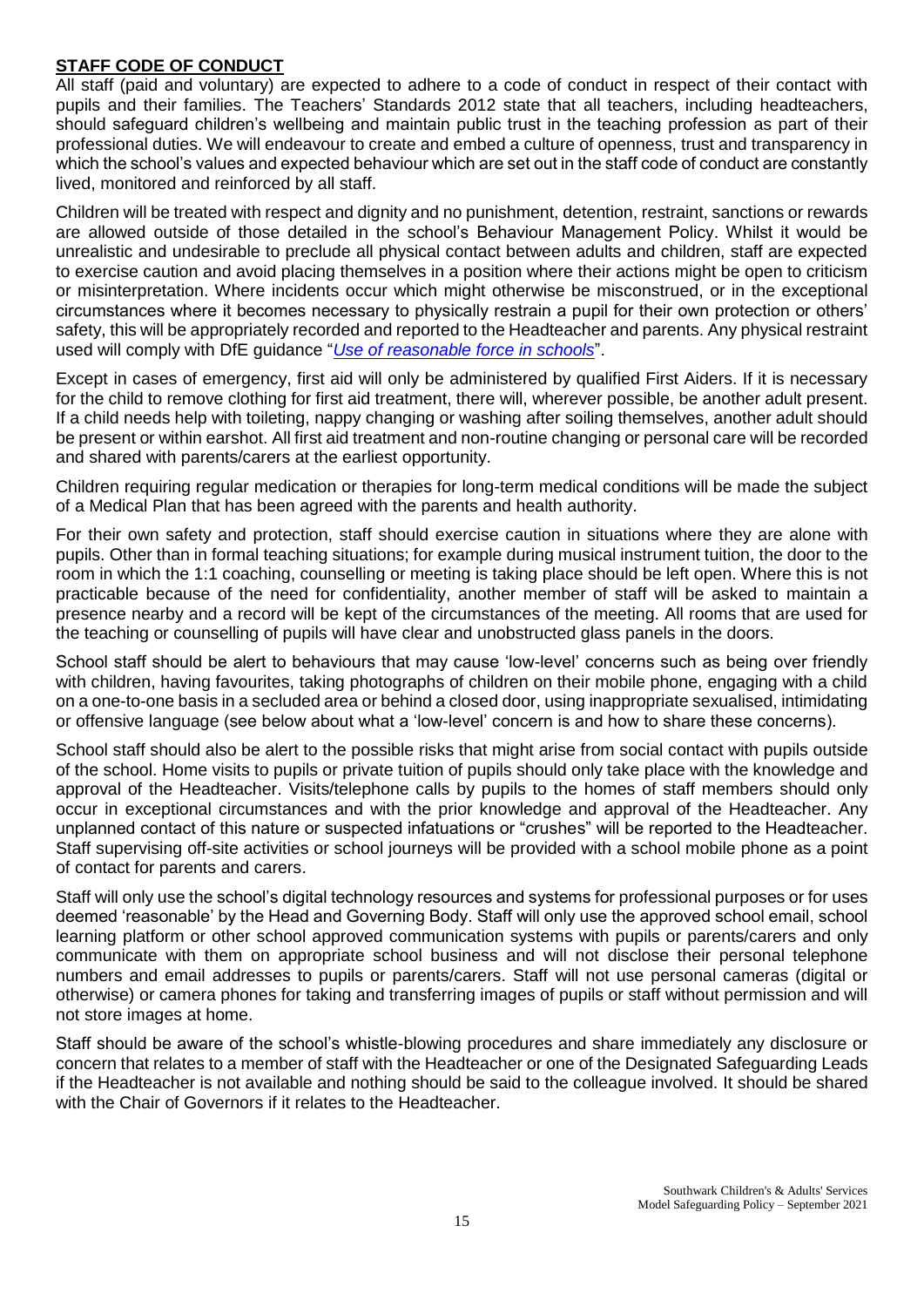## **STAFF CODE OF CONDUCT**

All staff (paid and voluntary) are expected to adhere to a code of conduct in respect of their contact with pupils and their families. The Teachers' Standards 2012 state that all teachers, including headteachers, should safeguard children's wellbeing and maintain public trust in the teaching profession as part of their professional duties. We will endeavour to create and embed a culture of openness, trust and transparency in which the school's values and expected behaviour which are set out in the staff code of conduct are constantly lived, monitored and reinforced by all staff.

Children will be treated with respect and dignity and no punishment, detention, restraint, sanctions or rewards are allowed outside of those detailed in the school's Behaviour Management Policy. Whilst it would be unrealistic and undesirable to preclude all physical contact between adults and children, staff are expected to exercise caution and avoid placing themselves in a position where their actions might be open to criticism or misinterpretation. Where incidents occur which might otherwise be misconstrued, or in the exceptional circumstances where it becomes necessary to physically restrain a pupil for their own protection or others' safety, this will be appropriately recorded and reported to the Headteacher and parents. Any physical restraint used will comply with DfE guidance "*Use of reasonable force in schools*".

Except in cases of emergency, first aid will only be administered by qualified First Aiders. If it is necessary for the child to remove clothing for first aid treatment, there will, wherever possible, be another adult present. If a child needs help with toileting, nappy changing or washing after soiling themselves, another adult should be present or within earshot. All first aid treatment and non-routine changing or personal care will be recorded and shared with parents/carers at the earliest opportunity.

Children requiring regular medication or therapies for long-term medical conditions will be made the subject of a Medical Plan that has been agreed with the parents and health authority.

For their own safety and protection, staff should exercise caution in situations where they are alone with pupils. Other than in formal teaching situations; for example during musical instrument tuition, the door to the room in which the 1:1 coaching, counselling or meeting is taking place should be left open. Where this is not practicable because of the need for confidentiality, another member of staff will be asked to maintain a presence nearby and a record will be kept of the circumstances of the meeting. All rooms that are used for the teaching or counselling of pupils will have clear and unobstructed glass panels in the doors.

School staff should be alert to behaviours that may cause 'low-level' concerns such as being over friendly with children, having favourites, taking photographs of children on their mobile phone, engaging with a child on a one-to-one basis in a secluded area or behind a closed door, using inappropriate sexualised, intimidating or offensive language (see below about what a 'low-level' concern is and how to share these concerns).

School staff should also be alert to the possible risks that might arise from social contact with pupils outside of the school. Home visits to pupils or private tuition of pupils should only take place with the knowledge and approval of the Headteacher. Visits/telephone calls by pupils to the homes of staff members should only occur in exceptional circumstances and with the prior knowledge and approval of the Headteacher. Any unplanned contact of this nature or suspected infatuations or "crushes" will be reported to the Headteacher. Staff supervising off-site activities or school journeys will be provided with a school mobile phone as a point of contact for parents and carers.

Staff will only use the school's digital technology resources and systems for professional purposes or for uses deemed 'reasonable' by the Head and Governing Body. Staff will only use the approved school email, school learning platform or other school approved communication systems with pupils or parents/carers and only communicate with them on appropriate school business and will not disclose their personal telephone numbers and email addresses to pupils or parents/carers. Staff will not use personal cameras (digital or otherwise) or camera phones for taking and transferring images of pupils or staff without permission and will not store images at home.

Staff should be aware of the school's whistle-blowing procedures and share immediately any disclosure or concern that relates to a member of staff with the Headteacher or one of the Designated Safeguarding Leads if the Headteacher is not available and nothing should be said to the colleague involved. It should be shared with the Chair of Governors if it relates to the Headteacher.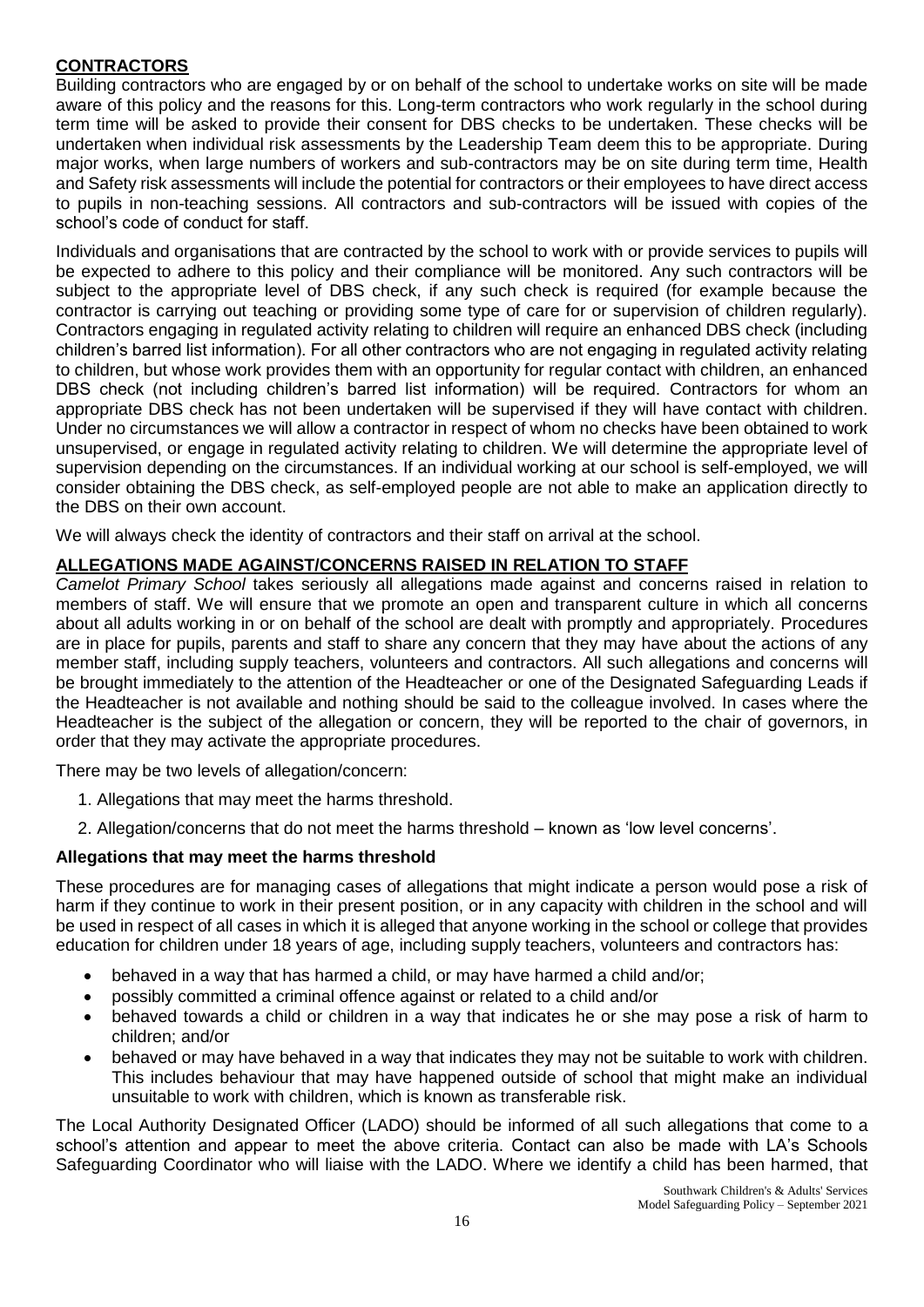## **CONTRACTORS**

Building contractors who are engaged by or on behalf of the school to undertake works on site will be made aware of this policy and the reasons for this. Long-term contractors who work regularly in the school during term time will be asked to provide their consent for DBS checks to be undertaken. These checks will be undertaken when individual risk assessments by the Leadership Team deem this to be appropriate. During major works, when large numbers of workers and sub-contractors may be on site during term time, Health and Safety risk assessments will include the potential for contractors or their employees to have direct access to pupils in non-teaching sessions. All contractors and sub-contractors will be issued with copies of the school's code of conduct for staff.

Individuals and organisations that are contracted by the school to work with or provide services to pupils will be expected to adhere to this policy and their compliance will be monitored. Any such contractors will be subject to the appropriate level of DBS check, if any such check is required (for example because the contractor is carrying out teaching or providing some type of care for or supervision of children regularly). Contractors engaging in regulated activity relating to children will require an enhanced DBS check (including children's barred list information). For all other contractors who are not engaging in regulated activity relating to children, but whose work provides them with an opportunity for regular contact with children, an enhanced DBS check (not including children's barred list information) will be required. Contractors for whom an appropriate DBS check has not been undertaken will be supervised if they will have contact with children. Under no circumstances we will allow a contractor in respect of whom no checks have been obtained to work unsupervised, or engage in regulated activity relating to children. We will determine the appropriate level of supervision depending on the circumstances. If an individual working at our school is self-employed, we will consider obtaining the DBS check, as self-employed people are not able to make an application directly to the DBS on their own account.

We will always check the identity of contractors and their staff on arrival at the school.

## **ALLEGATIONS MADE AGAINST/CONCERNS RAISED IN RELATION TO STAFF**

*Camelot Primary School* takes seriously all allegations made against and concerns raised in relation to members of staff. We will ensure that we promote an open and transparent culture in which all concerns about all adults working in or on behalf of the school are dealt with promptly and appropriately. Procedures are in place for pupils, parents and staff to share any concern that they may have about the actions of any member staff, including supply teachers, volunteers and contractors. All such allegations and concerns will be brought immediately to the attention of the Headteacher or one of the Designated Safeguarding Leads if the Headteacher is not available and nothing should be said to the colleague involved. In cases where the Headteacher is the subject of the allegation or concern, they will be reported to the chair of governors, in order that they may activate the appropriate procedures.

There may be two levels of allegation/concern:

1. Allegations that may meet the harms threshold.
2. Allegation/concerns that do not meet the harms threshold – known as 'low level concerns'.

### **Allegations that may meet the harms threshold**

These procedures are for managing cases of allegations that might indicate a person would pose a risk of harm if they continue to work in their present position, or in any capacity with children in the school and will be used in respect of all cases in which it is alleged that anyone working in the school or college that provides education for children under 18 years of age, including supply teachers, volunteers and contractors has:

- behaved in a way that has harmed a child, or may have harmed a child and/or;
- possibly committed a criminal offence against or related to a child and/or
- behaved towards a child or children in a way that indicates he or she may pose a risk of harm to children; and/or
- behaved or may have behaved in a way that indicates they may not be suitable to work with children. This includes behaviour that may have happened outside of school that might make an individual unsuitable to work with children, which is known as transferable risk.

The Local Authority Designated Officer (LADO) should be informed of all such allegations that come to a school's attention and appear to meet the above criteria. Contact can also be made with LA's Schools Safeguarding Coordinator who will liaise with the LADO. Where we identify a child has been harmed, that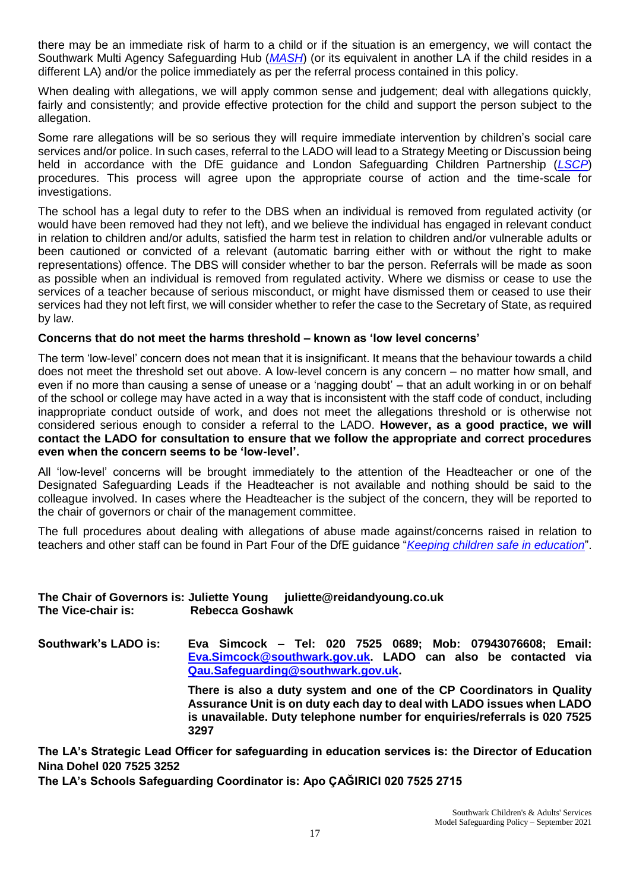there may be an immediate risk of harm to a child or if the situation is an emergency, we will contact the Southwark Multi Agency Safeguarding Hub (*MASH*) (or its equivalent in another LA if the child resides in a different LA) and/or the police immediately as per the referral process contained in this policy.

When dealing with allegations, we will apply common sense and judgement; deal with allegations quickly, fairly and consistently; and provide effective protection for the child and support the person subject to the allegation.

Some rare allegations will be so serious they will require immediate intervention by children's social care services and/or police. In such cases, referral to the LADO will lead to a Strategy Meeting or Discussion being held in accordance with the DfE guidance and London Safeguarding Children Partnership (*LSCP*) procedures. This process will agree upon the appropriate course of action and the time-scale for investigations.

The school has a legal duty to refer to the DBS when an individual is removed from regulated activity (or would have been removed had they not left), and we believe the individual has engaged in relevant conduct in relation to children and/or adults, satisfied the harm test in relation to children and/or vulnerable adults or been cautioned or convicted of a relevant (automatic barring either with or without the right to make representations) offence. The DBS will consider whether to bar the person. Referrals will be made as soon as possible when an individual is removed from regulated activity. Where we dismiss or cease to use the services of a teacher because of serious misconduct, or might have dismissed them or ceased to use their services had they not left first, we will consider whether to refer the case to the Secretary of State, as required by law.

**Concerns that do not meet the harms threshold – known as 'low level concerns'**

The term 'low-level' concern does not mean that it is insignificant. It means that the behaviour towards a child does not meet the threshold set out above. A low-level concern is any concern – no matter how small, and even if no more than causing a sense of unease or a 'nagging doubt' – that an adult working in or on behalf of the school or college may have acted in a way that is inconsistent with the staff code of conduct, including inappropriate conduct outside of work, and does not meet the allegations threshold or is otherwise not considered serious enough to consider a referral to the LADO. **However, as a good practice, we will contact the LADO for consultation to ensure that we follow the appropriate and correct procedures even when the concern seems to be 'low-level'.**

All 'low-level' concerns will be brought immediately to the attention of the Headteacher or one of the Designated Safeguarding Leads if the Headteacher is not available and nothing should be said to the colleague involved. In cases where the Headteacher is the subject of the concern, they will be reported to the chair of governors or chair of the management committee.

The full procedures about dealing with allegations of abuse made against/concerns raised in relation to teachers and other staff can be found in Part Four of the DfE guidance "*Keeping children safe in education*".

**The Chair of Governors is: Juliette Young juliette@reidandyoung.co.uk**
**The Vice-chair is: Rebecca Goshawk**

**Southwark's LADO is: Eva Simcock – Tel: 020 7525 0689; Mob: 07943076608; Email: Eva.Simcock@southwark.gov.uk. LADO can also be contacted via Qau.Safeguarding@southwark.gov.uk.**

**There is also a duty system and one of the CP Coordinators in Quality Assurance Unit is on duty each day to deal with LADO issues when LADO is unavailable. Duty telephone number for enquiries/referrals is 020 7525 3297**

**The LA's Strategic Lead Officer for safeguarding in education services is: the Director of Education Nina Dohel 020 7525 3252**
**The LA's Schools Safeguarding Coordinator is: Apo ÇAĞIRICI 020 7525 2715**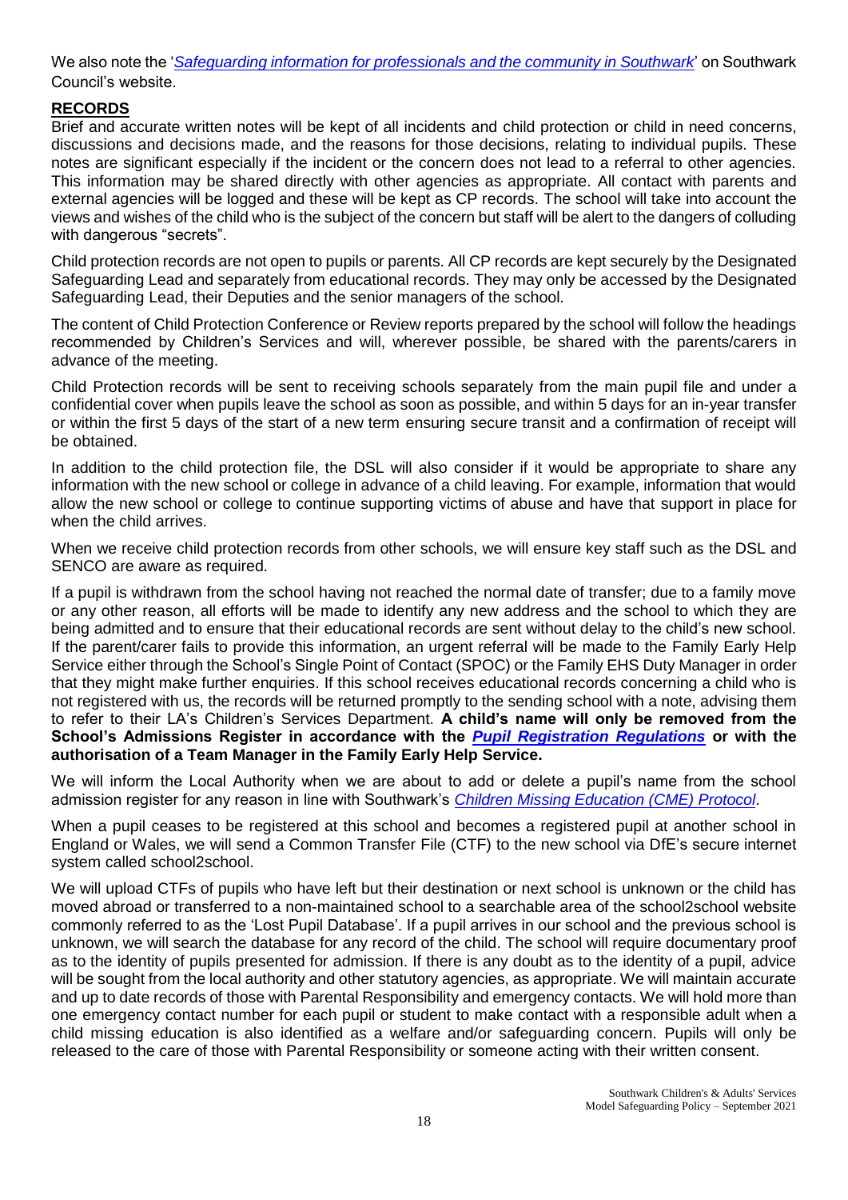We also note the '*Safeguarding information for professionals and the community in Southwark*' on Southwark Council's website.

## RECORDS

Brief and accurate written notes will be kept of all incidents and child protection or child in need concerns, discussions and decisions made, and the reasons for those decisions, relating to individual pupils. These notes are significant especially if the incident or the concern does not lead to a referral to other agencies. This information may be shared directly with other agencies as appropriate. All contact with parents and external agencies will be logged and these will be kept as CP records. The school will take into account the views and wishes of the child who is the subject of the concern but staff will be alert to the dangers of colluding with dangerous "secrets".

Child protection records are not open to pupils or parents. All CP records are kept securely by the Designated Safeguarding Lead and separately from educational records. They may only be accessed by the Designated Safeguarding Lead, their Deputies and the senior managers of the school.

The content of Child Protection Conference or Review reports prepared by the school will follow the headings recommended by Children's Services and will, wherever possible, be shared with the parents/carers in advance of the meeting.

Child Protection records will be sent to receiving schools separately from the main pupil file and under a confidential cover when pupils leave the school as soon as possible, and within 5 days for an in-year transfer or within the first 5 days of the start of a new term ensuring secure transit and a confirmation of receipt will be obtained.

In addition to the child protection file, the DSL will also consider if it would be appropriate to share any information with the new school or college in advance of a child leaving. For example, information that would allow the new school or college to continue supporting victims of abuse and have that support in place for when the child arrives.

When we receive child protection records from other schools, we will ensure key staff such as the DSL and SENCO are aware as required.

If a pupil is withdrawn from the school having not reached the normal date of transfer; due to a family move or any other reason, all efforts will be made to identify any new address and the school to which they are being admitted and to ensure that their educational records are sent without delay to the child's new school. If the parent/carer fails to provide this information, an urgent referral will be made to the Family Early Help Service either through the School's Single Point of Contact (SPOC) or the Family EHS Duty Manager in order that they might make further enquiries. If this school receives educational records concerning a child who is not registered with us, the records will be returned promptly to the sending school with a note, advising them to refer to their LA's Children's Services Department. **A child's name will only be removed from the School's Admissions Register in accordance with the *Pupil Registration Regulations* or with the authorisation of a Team Manager in the Family Early Help Service.**

We will inform the Local Authority when we are about to add or delete a pupil's name from the school admission register for any reason in line with Southwark's *Children Missing Education (CME) Protocol*.

When a pupil ceases to be registered at this school and becomes a registered pupil at another school in England or Wales, we will send a Common Transfer File (CTF) to the new school via DfE's secure internet system called school2school.

We will upload CTFs of pupils who have left but their destination or next school is unknown or the child has moved abroad or transferred to a non-maintained school to a searchable area of the school2school website commonly referred to as the 'Lost Pupil Database'. If a pupil arrives in our school and the previous school is unknown, we will search the database for any record of the child. The school will require documentary proof as to the identity of pupils presented for admission. If there is any doubt as to the identity of a pupil, advice will be sought from the local authority and other statutory agencies, as appropriate. We will maintain accurate and up to date records of those with Parental Responsibility and emergency contacts. We will hold more than one emergency contact number for each pupil or student to make contact with a responsible adult when a child missing education is also identified as a welfare and/or safeguarding concern. Pupils will only be released to the care of those with Parental Responsibility or someone acting with their written consent.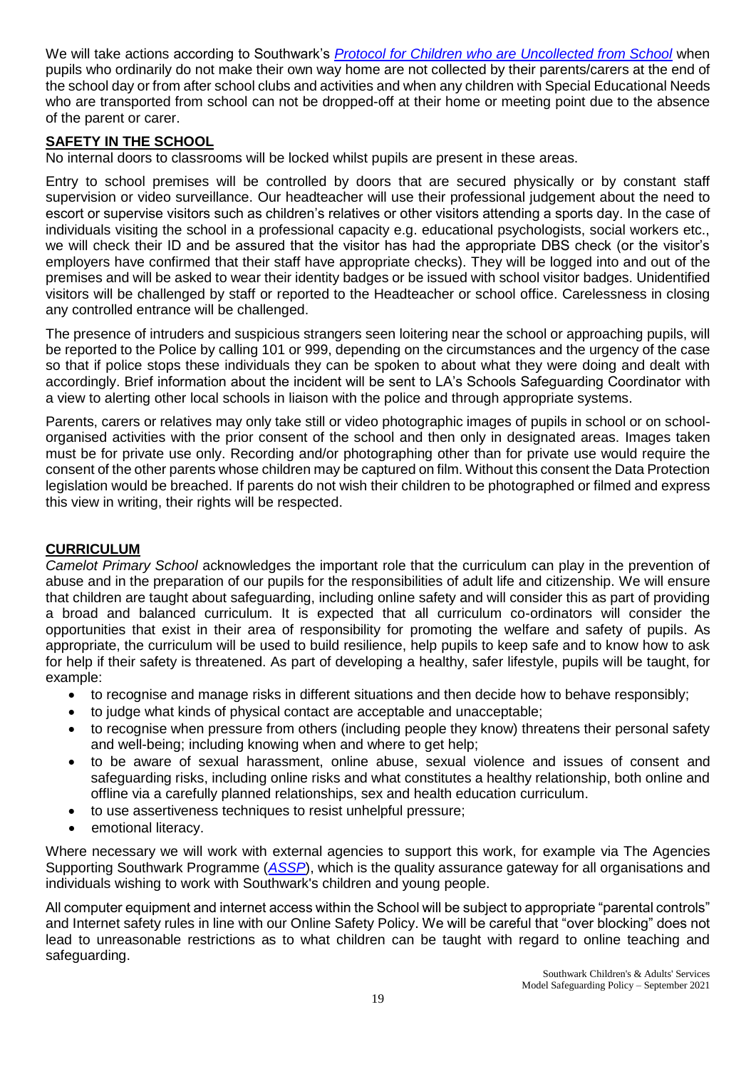We will take actions according to Southwark's *Protocol for Children who are Uncollected from School* when pupils who ordinarily do not make their own way home are not collected by their parents/carers at the end of the school day or from after school clubs and activities and when any children with Special Educational Needs who are transported from school can not be dropped-off at their home or meeting point due to the absence of the parent or carer.

## SAFETY IN THE SCHOOL

No internal doors to classrooms will be locked whilst pupils are present in these areas.

Entry to school premises will be controlled by doors that are secured physically or by constant staff supervision or video surveillance. Our headteacher will use their professional judgement about the need to escort or supervise visitors such as children's relatives or other visitors attending a sports day. In the case of individuals visiting the school in a professional capacity e.g. educational psychologists, social workers etc., we will check their ID and be assured that the visitor has had the appropriate DBS check (or the visitor's employers have confirmed that their staff have appropriate checks). They will be logged into and out of the premises and will be asked to wear their identity badges or be issued with school visitor badges. Unidentified visitors will be challenged by staff or reported to the Headteacher or school office. Carelessness in closing any controlled entrance will be challenged.

The presence of intruders and suspicious strangers seen loitering near the school or approaching pupils, will be reported to the Police by calling 101 or 999, depending on the circumstances and the urgency of the case so that if police stops these individuals they can be spoken to about what they were doing and dealt with accordingly. Brief information about the incident will be sent to LA's Schools Safeguarding Coordinator with a view to alerting other local schools in liaison with the police and through appropriate systems.

Parents, carers or relatives may only take still or video photographic images of pupils in school or on school-organised activities with the prior consent of the school and then only in designated areas. Images taken must be for private use only. Recording and/or photographing other than for private use would require the consent of the other parents whose children may be captured on film. Without this consent the Data Protection legislation would be breached. If parents do not wish their children to be photographed or filmed and express this view in writing, their rights will be respected.

## CURRICULUM

*Camelot Primary School* acknowledges the important role that the curriculum can play in the prevention of abuse and in the preparation of our pupils for the responsibilities of adult life and citizenship. We will ensure that children are taught about safeguarding, including online safety and will consider this as part of providing a broad and balanced curriculum. It is expected that all curriculum co-ordinators will consider the opportunities that exist in their area of responsibility for promoting the welfare and safety of pupils. As appropriate, the curriculum will be used to build resilience, help pupils to keep safe and to know how to ask for help if their safety is threatened. As part of developing a healthy, safer lifestyle, pupils will be taught, for example:

- to recognise and manage risks in different situations and then decide how to behave responsibly;
- to judge what kinds of physical contact are acceptable and unacceptable;
- to recognise when pressure from others (including people they know) threatens their personal safety and well-being; including knowing when and where to get help;
- to be aware of sexual harassment, online abuse, sexual violence and issues of consent and safeguarding risks, including online risks and what constitutes a healthy relationship, both online and offline via a carefully planned relationships, sex and health education curriculum.
- to use assertiveness techniques to resist unhelpful pressure;
- emotional literacy.

Where necessary we will work with external agencies to support this work, for example via The Agencies Supporting Southwark Programme (*ASSP*), which is the quality assurance gateway for all organisations and individuals wishing to work with Southwark's children and young people.

All computer equipment and internet access within the School will be subject to appropriate "parental controls" and Internet safety rules in line with our Online Safety Policy. We will be careful that "over blocking" does not lead to unreasonable restrictions as to what children can be taught with regard to online teaching and safeguarding.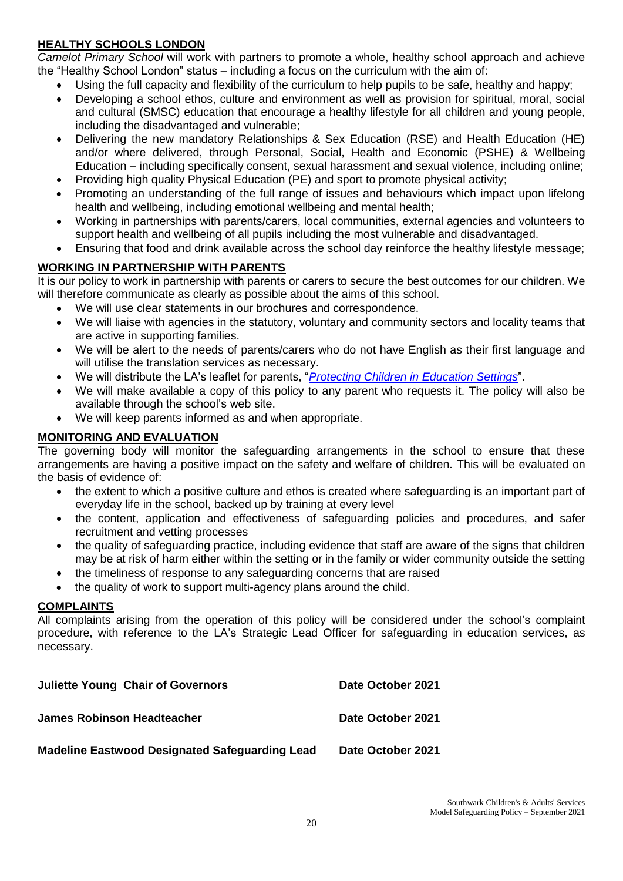## HEALTHY SCHOOLS LONDON

*Camelot Primary School* will work with partners to promote a whole, healthy school approach and achieve the "Healthy School London" status – including a focus on the curriculum with the aim of:

- Using the full capacity and flexibility of the curriculum to help pupils to be safe, healthy and happy;
- Developing a school ethos, culture and environment as well as provision for spiritual, moral, social and cultural (SMSC) education that encourage a healthy lifestyle for all children and young people, including the disadvantaged and vulnerable;
- Delivering the new mandatory Relationships & Sex Education (RSE) and Health Education (HE) and/or where delivered, through Personal, Social, Health and Economic (PSHE) & Wellbeing Education – including specifically consent, sexual harassment and sexual violence, including online;
- Providing high quality Physical Education (PE) and sport to promote physical activity;
- Promoting an understanding of the full range of issues and behaviours which impact upon lifelong health and wellbeing, including emotional wellbeing and mental health;
- Working in partnerships with parents/carers, local communities, external agencies and volunteers to support health and wellbeing of all pupils including the most vulnerable and disadvantaged.
- Ensuring that food and drink available across the school day reinforce the healthy lifestyle message;

## WORKING IN PARTNERSHIP WITH PARENTS

It is our policy to work in partnership with parents or carers to secure the best outcomes for our children. We will therefore communicate as clearly as possible about the aims of this school.

- We will use clear statements in our brochures and correspondence.
- We will liaise with agencies in the statutory, voluntary and community sectors and locality teams that are active in supporting families.
- We will be alert to the needs of parents/carers who do not have English as their first language and will utilise the translation services as necessary.
- We will distribute the LA's leaflet for parents, "*Protecting Children in Education Settings*".
- We will make available a copy of this policy to any parent who requests it. The policy will also be available through the school's web site.
- We will keep parents informed as and when appropriate.

## MONITORING AND EVALUATION

The governing body will monitor the safeguarding arrangements in the school to ensure that these arrangements are having a positive impact on the safety and welfare of children. This will be evaluated on the basis of evidence of:

- the extent to which a positive culture and ethos is created where safeguarding is an important part of everyday life in the school, backed up by training at every level
- the content, application and effectiveness of safeguarding policies and procedures, and safer recruitment and vetting processes
- the quality of safeguarding practice, including evidence that staff are aware of the signs that children may be at risk of harm either within the setting or in the family or wider community outside the setting
- the timeliness of response to any safeguarding concerns that are raised
- the quality of work to support multi-agency plans around the child.

## COMPLAINTS

All complaints arising from the operation of this policy will be considered under the school's complaint procedure, with reference to the LA's Strategic Lead Officer for safeguarding in education services, as necessary.

**Juliette Young Chair of Governors** **Date October 2021**

**James Robinson Headteacher** **Date October 2021**

**Madeline Eastwood Designated Safeguarding Lead** **Date October 2021**